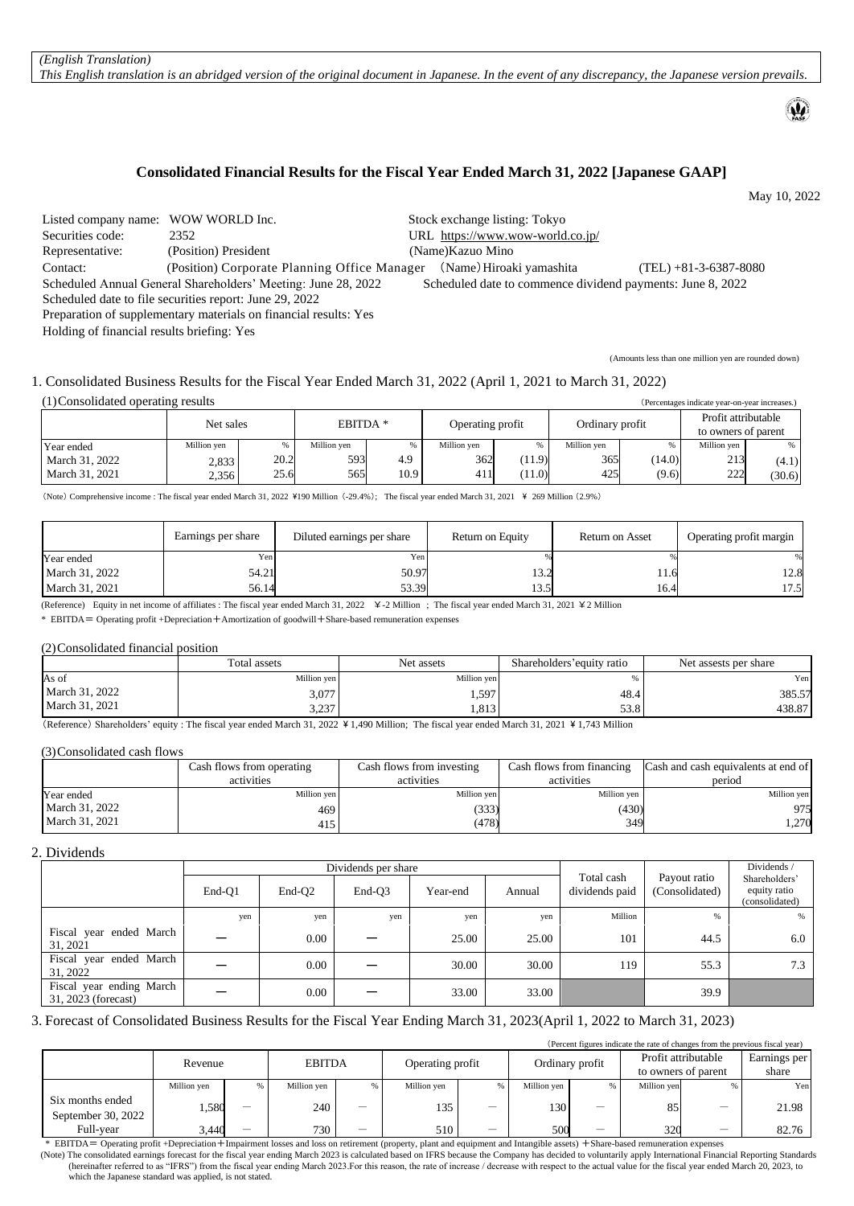*(English Translation)*
*This English translation is an abridged version of the original document in Japanese. In the event of any discrepancy, the Japanese version prevails.*

## Consolidated Financial Results for the Fiscal Year Ended March 31, 2022 [Japanese GAAP]

May 10, 2022

Listed company name: WOW WORLD Inc. Stock exchange listing: Tokyo
Securities code: 2352 URL https://www.wow-world.co.jp/
Representative: (Position) President (Name)Kazuo Mino
Contact: (Position) Corporate Planning Office Manager （Name）Hiroaki yamashita (TEL) +81-3-6387-8080
Scheduled Annual General Shareholders' Meeting: June 28, 2022 Scheduled date to commence dividend payments: June 8, 2022
Scheduled date to file securities report: June 29, 2022
Preparation of supplementary materials on financial results: Yes
Holding of financial results briefing: Yes

(Amounts less than one million yen are rounded down)

### 1. Consolidated Business Results for the Fiscal Year Ended March 31, 2022 (April 1, 2021 to March 31, 2022)

(1)Consolidated operating results （Percentages indicate year-on-year increases.）

| | Net sales | | EBITDA * | | Operating profit | | Ordinary profit | | Profit attributable to owners of parent | |
|---|---|---|---|---|---|---|---|---|---|---|
| Year ended | Million yen | % | Million yen | % | Million yen | % | Million yen | % | Million yen | % |
| March 31, 2022 | 2,833 | 20.2 | 593 | 4.9 | 362 | (11.9) | 365 | (14.0) | 213 | (4.1) |
| March 31, 2021 | 2,356 | 25.6 | 565 | 10.9 | 411 | (11.0) | 425 | (9.6) | 222 | (30.6) |

（Note）Comprehensive income : The fiscal year ended March 31, 2022 ¥190 Million（-29.4%）; The fiscal year ended March 31, 2021 ¥ 269 Million（2.9%）

| | Earnings per share | Diluted earnings per share | Return on Equity | Return on Asset | Operating profit margin |
|---|---|---|---|---|---|
| Year ended | Yen | Yen | % | % | % |
| March 31, 2022 | 54.21 | 50.97 | 13.2 | 11.6 | 12.8 |
| March 31, 2021 | 56.14 | 53.39 | 13.5 | 16.4 | 17.5 |

(Reference) Equity in net income of affiliates : The fiscal year ended March 31, 2022 ¥-2 Million ; The fiscal year ended March 31, 2021 ¥2 Million

\* EBITDA＝ Operating profit +Depreciation＋Amortization of goodwill＋Share-based remuneration expenses

(2)Consolidated financial position

| | Total assets | Net assets | Shareholders'equity ratio | Net assests per share |
|---|---|---|---|---|
| As of | Million yen | Million yen | % | Yen |
| March 31, 2022 | 3,077 | 1,597 | 48.4 | 385.57 |
| March 31, 2021 | 3,237 | 1,813 | 53.8 | 438.87 |

（Reference）Shareholders' equity : The fiscal year ended March 31, 2022 ¥1,490 Million; The fiscal year ended March 31, 2021 ¥1,743 Million

(3)Consolidated cash flows

| | Cash flows from operating activities | Cash flows from investing activities | Cash flows from financing activities | Cash and cash equivalents at end of period |
|---|---|---|---|---|
| Year ended | Million yen | Million yen | Million yen | Million yen |
| March 31, 2022 | 469 | (333) | (430) | 975 |
| March 31, 2021 | 415 | (478) | 349 | 1,270 |

### 2. Dividends

| | Dividends per share | | | | | Total cash dividends paid | Payout ratio (Consolidated) | Dividends / Shareholders' equity ratio (consolidated) |
|---|---|---|---|---|---|---|---|---|
| | End-Q1 | End-Q2 | End-Q3 | Year-end | Annual | | | |
| | yen | yen | yen | yen | yen | Million | % | % |
| Fiscal year ended March 31, 2021 | ― | 0.00 | ― | 25.00 | 25.00 | 101 | 44.5 | 6.0 |
| Fiscal year ended March 31, 2022 | ― | 0.00 | ― | 30.00 | 30.00 | 119 | 55.3 | 7.3 |
| Fiscal year ending March 31, 2023 (forecast) | ― | 0.00 | ― | 33.00 | 33.00 | | 39.9 | |

### 3. Forecast of Consolidated Business Results for the Fiscal Year Ending March 31, 2023(April 1, 2022 to March 31, 2023)

（Percent figures indicate the rate of changes from the previous fiscal year）

| | Revenue | | EBITDA | | Operating profit | | Ordinary profit | | Profit attributable to owners of parent | | Earnings per share |
|---|---|---|---|---|---|---|---|---|---|---|---|
| | Million yen | % | Million yen | % | Million yen | % | Million yen | % | Million yen | % | Yen |
| Six months ended September 30, 2022 | 1,580 | ― | 240 | ― | 135 | ― | 130 | ― | 85 | ― | 21.98 |
| Full-year | 3,440 | ― | 730 | ― | 510 | ― | 500 | ― | 320 | ― | 82.76 |

\* EBITDA＝ Operating profit +Depreciation＋Impairment losses and loss on retirement (property, plant and equipment and Intangible assets) ＋Share-based remuneration expenses

(Note) The consolidated earnings forecast for the fiscal year ending March 2023 is calculated based on IFRS because the Company has decided to voluntarily apply International Financial Reporting Standards (hereinafter referred to as "IFRS") from the fiscal year ending March 2023.For this reason, the rate of increase / decrease with respect to the actual value for the fiscal year ended March 20, 2023, to which the Japanese standard was applied, is not stated.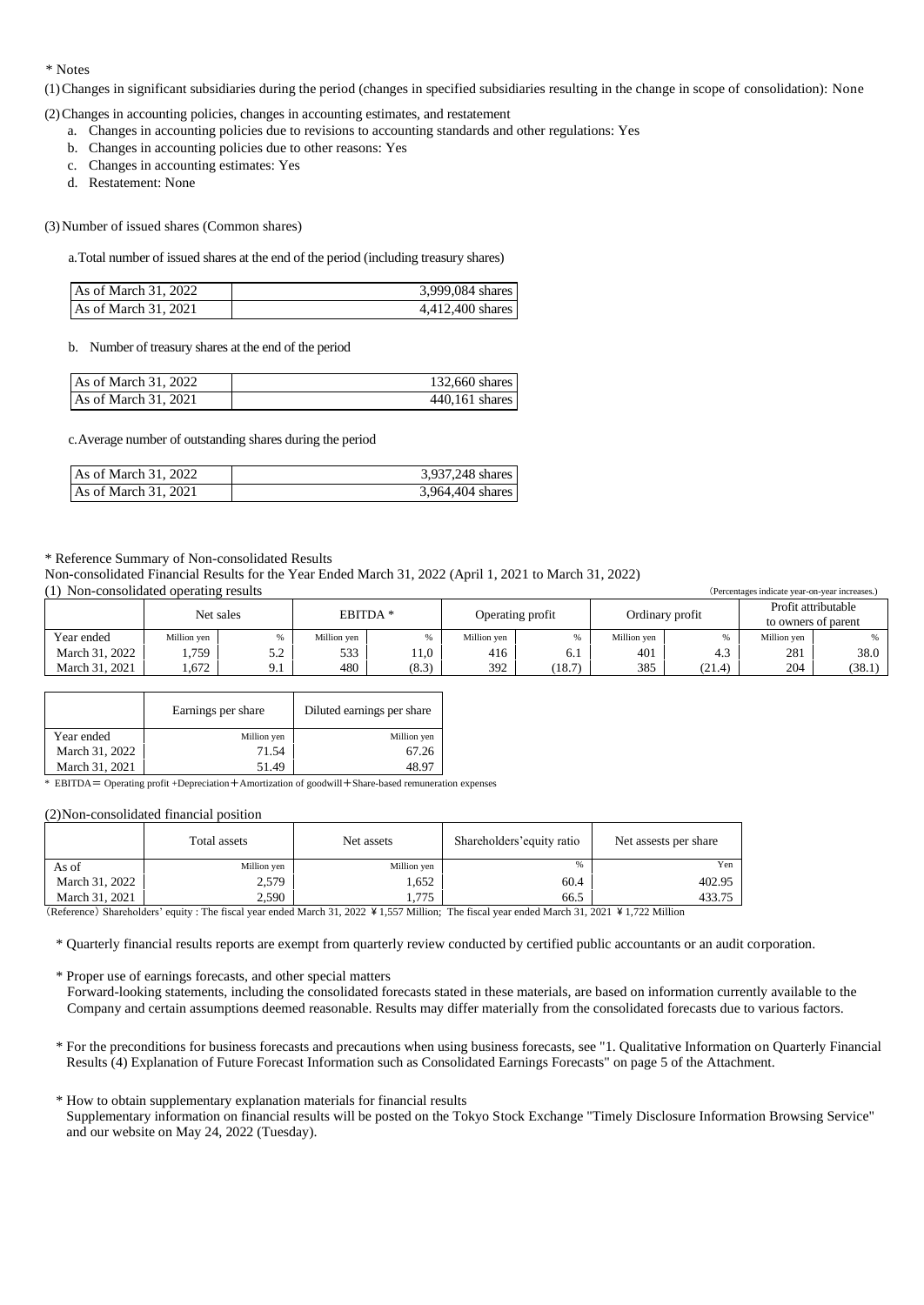\* Notes

(1) Changes in significant subsidiaries during the period (changes in specified subsidiaries resulting in the change in scope of consolidation): None

(2) Changes in accounting policies, changes in accounting estimates, and restatement

a. Changes in accounting policies due to revisions to accounting standards and other regulations: Yes
b. Changes in accounting policies due to other reasons: Yes
c. Changes in accounting estimates: Yes
d. Restatement: None

(3) Number of issued shares (Common shares)

a. Total number of issued shares at the end of the period (including treasury shares)

| | |
|---|---|
| As of March 31, 2022 | 3,999,084 shares |
| As of March 31, 2021 | 4,412,400 shares |

b. Number of treasury shares at the end of the period

| | |
|---|---|
| As of March 31, 2022 | 132,660 shares |
| As of March 31, 2021 | 440,161 shares |

c. Average number of outstanding shares during the period

| | |
|---|---|
| As of March 31, 2022 | 3,937,248 shares |
| As of March 31, 2021 | 3,964,404 shares |

\* Reference Summary of Non-consolidated Results

Non-consolidated Financial Results for the Year Ended March 31, 2022 (April 1, 2021 to March 31, 2022)

(1) Non-consolidated operating results

(Percentages indicate year-on-year increases.)

| | Net sales | | EBITDA * | | Operating profit | | Ordinary profit | | Profit attributable to owners of parent | |
|---|---|---|---|---|---|---|---|---|---|---|
| Year ended | Million yen | % | Million yen | % | Million yen | % | Million yen | % | Million yen | % |
| March 31, 2022 | 1,759 | 5.2 | 533 | 11.0 | 416 | 6.1 | 401 | 4.3 | 281 | 38.0 |
| March 31, 2021 | 1,672 | 9.1 | 480 | (8.3) | 392 | (18.7) | 385 | (21.4) | 204 | (38.1) |

| | Earnings per share | Diluted earnings per share |
|---|---|---|
| Year ended | Million yen | Million yen |
| March 31, 2022 | 71.54 | 67.26 |
| March 31, 2021 | 51.49 | 48.97 |

\* EBITDA＝ Operating profit +Depreciation＋Amortization of goodwill＋Share-based remuneration expenses

(2) Non-consolidated financial position

| | Total assets | Net assets | Shareholders' equity ratio | Net assests per share |
|---|---|---|---|---|
| As of | Million yen | Million yen | % | Yen |
| March 31, 2022 | 2,579 | 1,652 | 60.4 | 402.95 |
| March 31, 2021 | 2,590 | 1,775 | 66.5 | 433.75 |

(Reference) Shareholders' equity : The fiscal year ended March 31, 2022 ¥1,557 Million; The fiscal year ended March 31, 2021 ¥1,722 Million

\* Quarterly financial results reports are exempt from quarterly review conducted by certified public accountants or an audit corporation.

\* Proper use of earnings forecasts, and other special matters
Forward-looking statements, including the consolidated forecasts stated in these materials, are based on information currently available to the Company and certain assumptions deemed reasonable. Results may differ materially from the consolidated forecasts due to various factors.

\* For the preconditions for business forecasts and precautions when using business forecasts, see "1. Qualitative Information on Quarterly Financial Results (4) Explanation of Future Forecast Information such as Consolidated Earnings Forecasts" on page 5 of the Attachment.

\* How to obtain supplementary explanation materials for financial results
Supplementary information on financial results will be posted on the Tokyo Stock Exchange "Timely Disclosure Information Browsing Service" and our website on May 24, 2022 (Tuesday).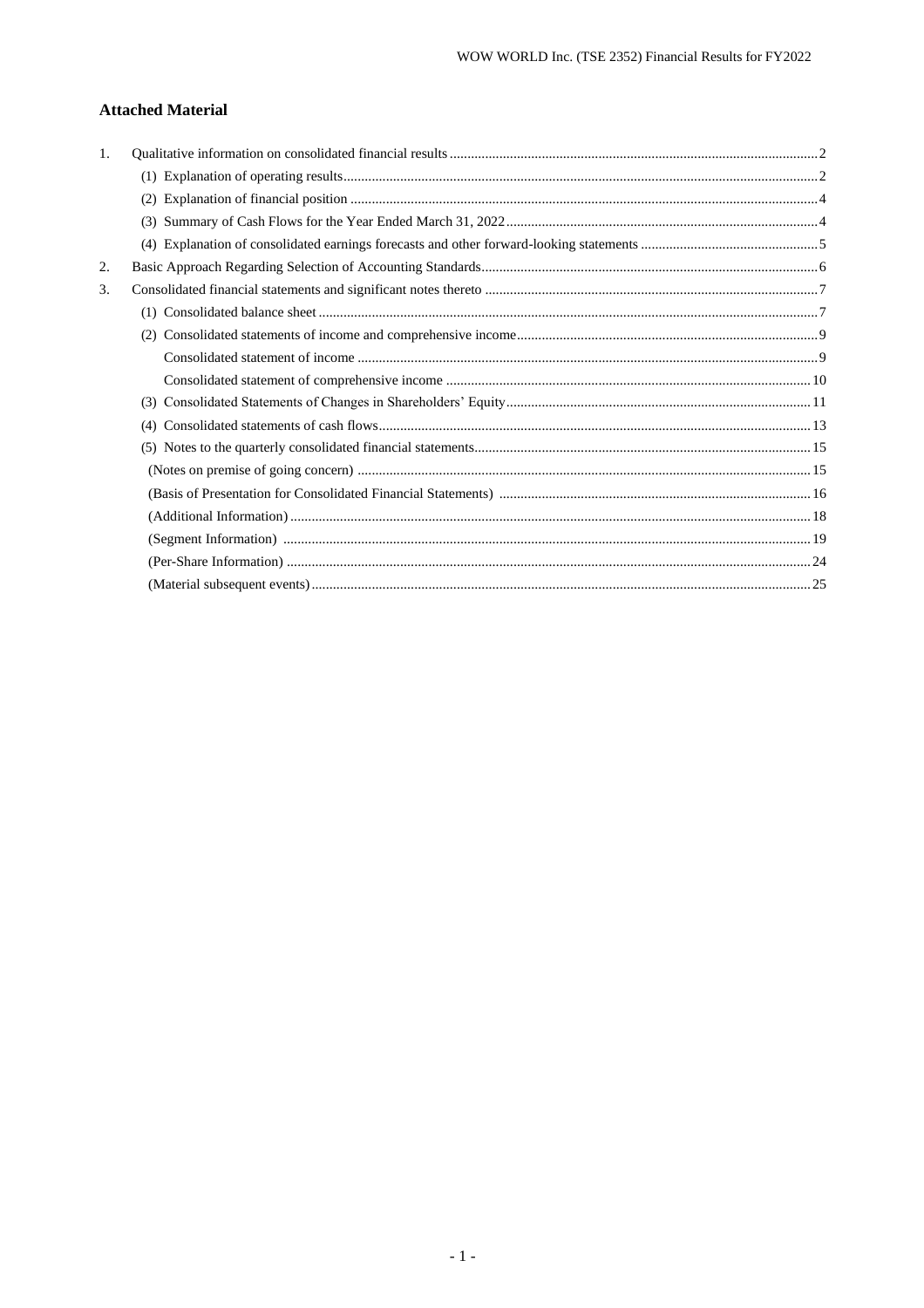## Attached Material

1. Qualitative information on consolidated financial results .......................... 2
   - (1) Explanation of operating results .......................... 2
   - (2) Explanation of financial position .......................... 4
   - (3) Summary of Cash Flows for the Year Ended March 31, 2022 .......................... 4
   - (4) Explanation of consolidated earnings forecasts and other forward-looking statements .......................... 5
2. Basic Approach Regarding Selection of Accounting Standards .......................... 6
3. Consolidated financial statements and significant notes thereto .......................... 7
   - (1) Consolidated balance sheet .......................... 7
   - (2) Consolidated statements of income and comprehensive income .......................... 9
     - Consolidated statement of income .......................... 9
     - Consolidated statement of comprehensive income .......................... 10
   - (3) Consolidated Statements of Changes in Shareholders' Equity .......................... 11
   - (4) Consolidated statements of cash flows .......................... 13
   - (5) Notes to the quarterly consolidated financial statements .......................... 15
     - (Notes on premise of going concern) .......................... 15
     - (Basis of Presentation for Consolidated Financial Statements) .......................... 16
     - (Additional Information) .......................... 18
     - (Segment Information) .......................... 19
     - (Per-Share Information) .......................... 24
     - (Material subsequent events) .......................... 25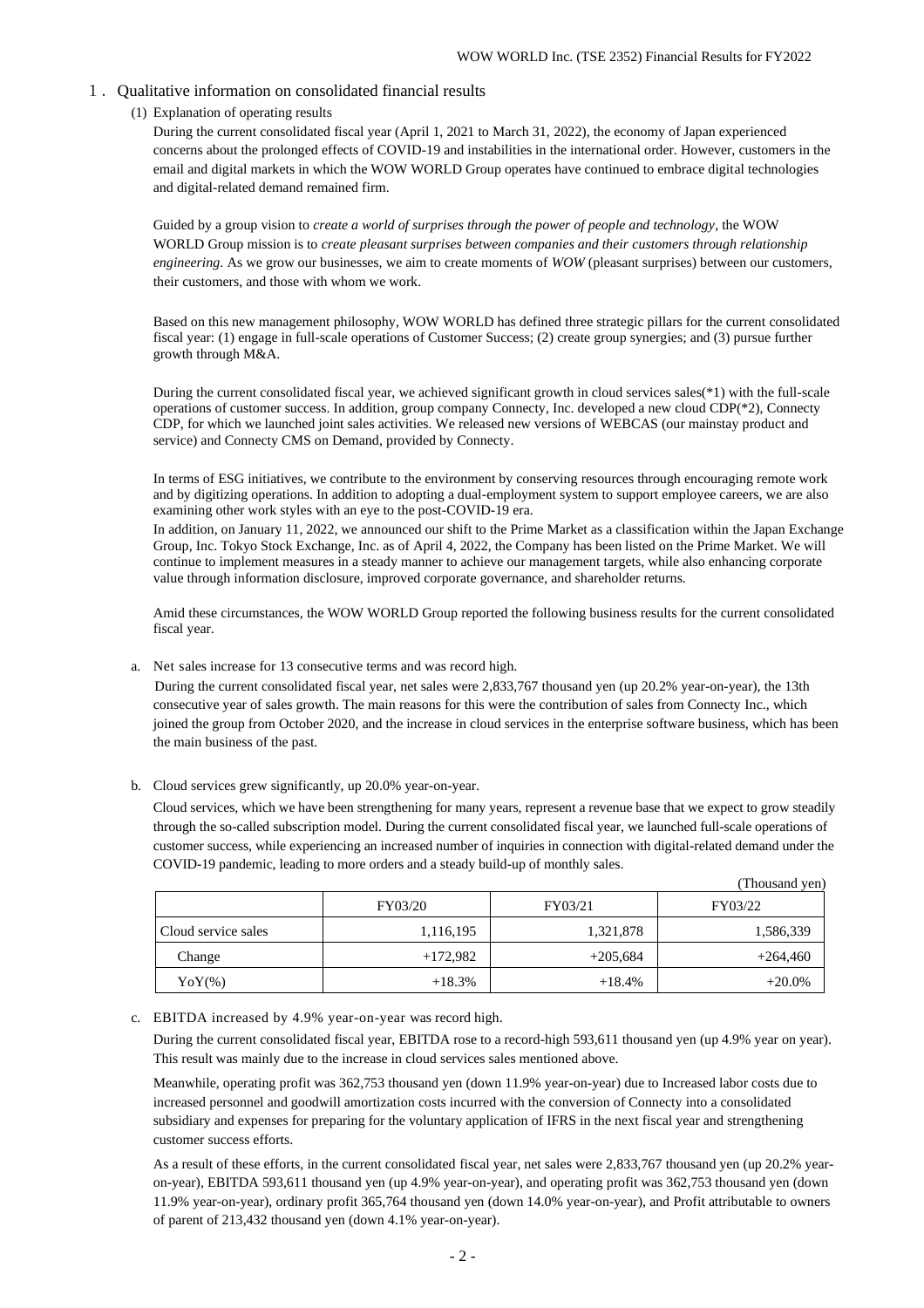## 1. Qualitative information on consolidated financial results

### (1) Explanation of operating results

During the current consolidated fiscal year (April 1, 2021 to March 31, 2022), the economy of Japan experienced concerns about the prolonged effects of COVID-19 and instabilities in the international order. However, customers in the email and digital markets in which the WOW WORLD Group operates have continued to embrace digital technologies and digital-related demand remained firm.

Guided by a group vision to *create a world of surprises through the power of people and technology*, the WOW WORLD Group mission is to *create pleasant surprises between companies and their customers through relationship engineering*. As we grow our businesses, we aim to create moments of *WOW* (pleasant surprises) between our customers, their customers, and those with whom we work.

Based on this new management philosophy, WOW WORLD has defined three strategic pillars for the current consolidated fiscal year: (1) engage in full-scale operations of Customer Success; (2) create group synergies; and (3) pursue further growth through M&A.

During the current consolidated fiscal year, we achieved significant growth in cloud services sales(*1) with the full-scale operations of customer success. In addition, group company Connecty, Inc. developed a new cloud CDP(*2), Connecty CDP, for which we launched joint sales activities. We released new versions of WEBCAS (our mainstay product and service) and Connecty CMS on Demand, provided by Connecty.

In terms of ESG initiatives, we contribute to the environment by conserving resources through encouraging remote work and by digitizing operations. In addition to adopting a dual-employment system to support employee careers, we are also examining other work styles with an eye to the post-COVID-19 era.

In addition, on January 11, 2022, we announced our shift to the Prime Market as a classification within the Japan Exchange Group, Inc. Tokyo Stock Exchange, Inc. as of April 4, 2022, the Company has been listed on the Prime Market. We will continue to implement measures in a steady manner to achieve our management targets, while also enhancing corporate value through information disclosure, improved corporate governance, and shareholder returns.

Amid these circumstances, the WOW WORLD Group reported the following business results for the current consolidated fiscal year.

a. Net sales increase for 13 consecutive terms and was record high.

During the current consolidated fiscal year, net sales were 2,833,767 thousand yen (up 20.2% year-on-year), the 13th consecutive year of sales growth. The main reasons for this were the contribution of sales from Connecty Inc., which joined the group from October 2020, and the increase in cloud services in the enterprise software business, which has been the main business of the past.

b. Cloud services grew significantly, up 20.0% year-on-year.

Cloud services, which we have been strengthening for many years, represent a revenue base that we expect to grow steadily through the so-called subscription model. During the current consolidated fiscal year, we launched full-scale operations of customer success, while experiencing an increased number of inquiries in connection with digital-related demand under the COVID-19 pandemic, leading to more orders and a steady build-up of monthly sales.

(Thousand yen)

| | FY03/20 | FY03/21 | FY03/22 |
|---|---|---|---|
| Cloud service sales | 1,116,195 | 1,321,878 | 1,586,339 |
| Change | +172,982 | +205,684 | +264,460 |
| YoY(%) | +18.3% | +18.4% | +20.0% |

c. EBITDA increased by 4.9% year-on-year was record high.

During the current consolidated fiscal year, EBITDA rose to a record-high 593,611 thousand yen (up 4.9% year on year). This result was mainly due to the increase in cloud services sales mentioned above.

Meanwhile, operating profit was 362,753 thousand yen (down 11.9% year-on-year) due to Increased labor costs due to increased personnel and goodwill amortization costs incurred with the conversion of Connecty into a consolidated subsidiary and expenses for preparing for the voluntary application of IFRS in the next fiscal year and strengthening customer success efforts.

As a result of these efforts, in the current consolidated fiscal year, net sales were 2,833,767 thousand yen (up 20.2% year-on-year), EBITDA 593,611 thousand yen (up 4.9% year-on-year), and operating profit was 362,753 thousand yen (down 11.9% year-on-year), ordinary profit 365,764 thousand yen (down 14.0% year-on-year), and Profit attributable to owners of parent of 213,432 thousand yen (down 4.1% year-on-year).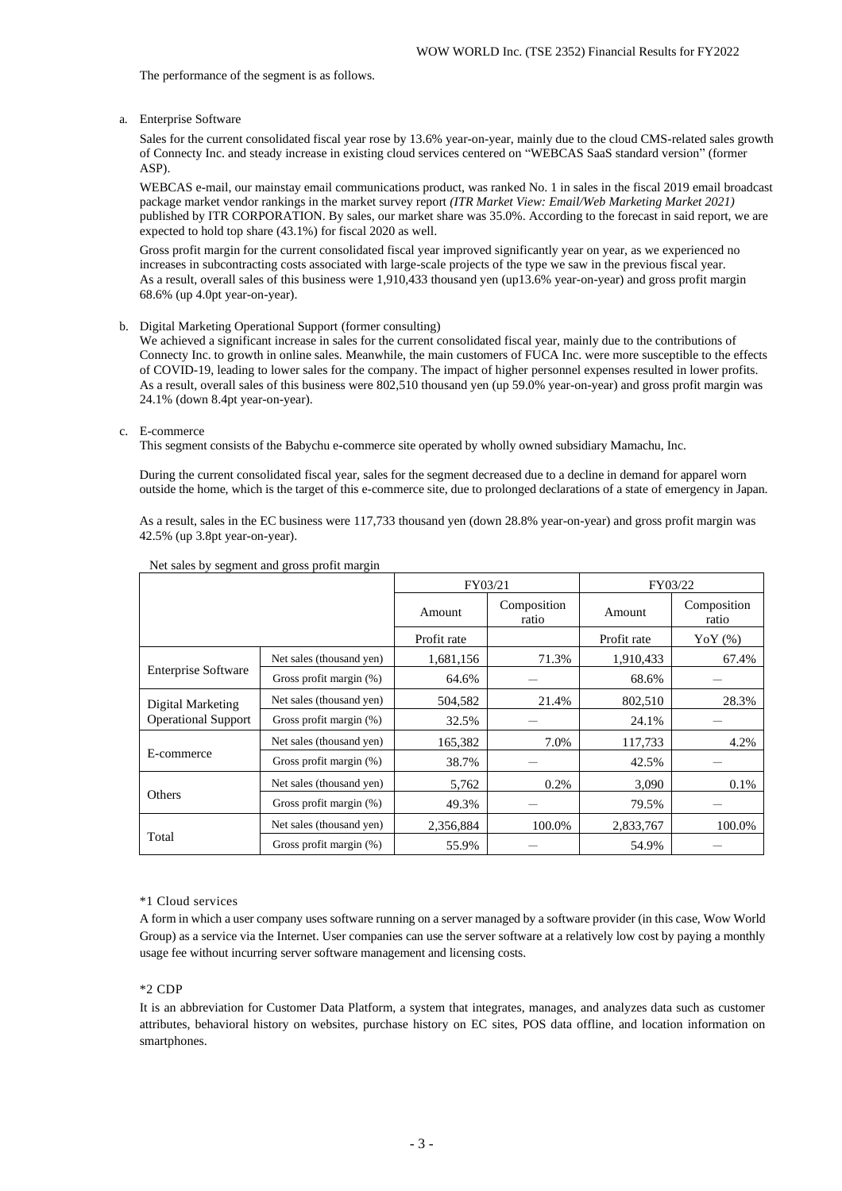The performance of the segment is as follows.

a. Enterprise Software

Sales for the current consolidated fiscal year rose by 13.6% year-on-year, mainly due to the cloud CMS-related sales growth of Connecty Inc. and steady increase in existing cloud services centered on "WEBCAS SaaS standard version" (former ASP).

WEBCAS e-mail, our mainstay email communications product, was ranked No. 1 in sales in the fiscal 2019 email broadcast package market vendor rankings in the market survey report *(ITR Market View: Email/Web Marketing Market 2021)* published by ITR CORPORATION. By sales, our market share was 35.0%. According to the forecast in said report, we are expected to hold top share (43.1%) for fiscal 2020 as well.

Gross profit margin for the current consolidated fiscal year improved significantly year on year, as we experienced no increases in subcontracting costs associated with large-scale projects of the type we saw in the previous fiscal year. As a result, overall sales of this business were 1,910,433 thousand yen (up13.6% year-on-year) and gross profit margin 68.6% (up 4.0pt year-on-year).

b. Digital Marketing Operational Support (former consulting)

We achieved a significant increase in sales for the current consolidated fiscal year, mainly due to the contributions of Connecty Inc. to growth in online sales. Meanwhile, the main customers of FUCA Inc. were more susceptible to the effects of COVID-19, leading to lower sales for the company. The impact of higher personnel expenses resulted in lower profits. As a result, overall sales of this business were 802,510 thousand yen (up 59.0% year-on-year) and gross profit margin was 24.1% (down 8.4pt year-on-year).

c. E-commerce

This segment consists of the Babychu e-commerce site operated by wholly owned subsidiary Mamachu, Inc.

During the current consolidated fiscal year, sales for the segment decreased due to a decline in demand for apparel worn outside the home, which is the target of this e-commerce site, due to prolonged declarations of a state of emergency in Japan.

As a result, sales in the EC business were 117,733 thousand yen (down 28.8% year-on-year) and gross profit margin was 42.5% (up 3.8pt year-on-year).

Net sales by segment and gross profit margin

| | | FY03/21 | | FY03/22 | |
|---|---|---|---|---|---|
| | | Amount | Composition ratio | Amount | Composition ratio |
| | | Profit rate | | Profit rate | YoY (%) |
| Enterprise Software | Net sales (thousand yen) | 1,681,156 | 71.3% | 1,910,433 | 67.4% |
| | Gross profit margin (%) | 64.6% | — | 68.6% | — |
| Digital Marketing Operational Support | Net sales (thousand yen) | 504,582 | 21.4% | 802,510 | 28.3% |
| | Gross profit margin (%) | 32.5% | — | 24.1% | — |
| E-commerce | Net sales (thousand yen) | 165,382 | 7.0% | 117,733 | 4.2% |
| | Gross profit margin (%) | 38.7% | — | 42.5% | — |
| Others | Net sales (thousand yen) | 5,762 | 0.2% | 3,090 | 0.1% |
| | Gross profit margin (%) | 49.3% | — | 79.5% | — |
| Total | Net sales (thousand yen) | 2,356,884 | 100.0% | 2,833,767 | 100.0% |
| | Gross profit margin (%) | 55.9% | — | 54.9% | — |

*1 Cloud services

A form in which a user company uses software running on a server managed by a software provider (in this case, Wow World Group) as a service via the Internet. User companies can use the server software at a relatively low cost by paying a monthly usage fee without incurring server software management and licensing costs.

*2 CDP

It is an abbreviation for Customer Data Platform, a system that integrates, manages, and analyzes data such as customer attributes, behavioral history on websites, purchase history on EC sites, POS data offline, and location information on smartphones.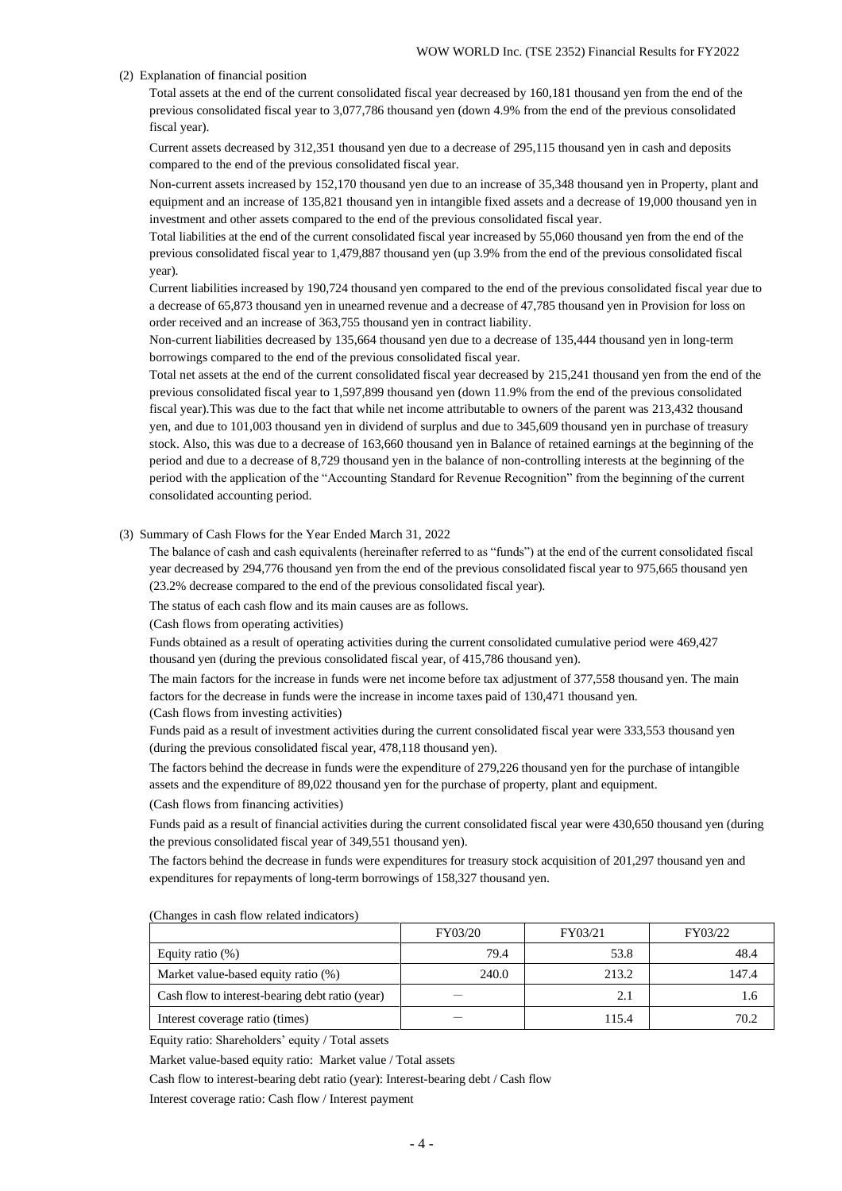(2) Explanation of financial position

Total assets at the end of the current consolidated fiscal year decreased by 160,181 thousand yen from the end of the previous consolidated fiscal year to 3,077,786 thousand yen (down 4.9% from the end of the previous consolidated fiscal year).

Current assets decreased by 312,351 thousand yen due to a decrease of 295,115 thousand yen in cash and deposits compared to the end of the previous consolidated fiscal year.

Non-current assets increased by 152,170 thousand yen due to an increase of 35,348 thousand yen in Property, plant and equipment and an increase of 135,821 thousand yen in intangible fixed assets and a decrease of 19,000 thousand yen in investment and other assets compared to the end of the previous consolidated fiscal year.

Total liabilities at the end of the current consolidated fiscal year increased by 55,060 thousand yen from the end of the previous consolidated fiscal year to 1,479,887 thousand yen (up 3.9% from the end of the previous consolidated fiscal year).

Current liabilities increased by 190,724 thousand yen compared to the end of the previous consolidated fiscal year due to a decrease of 65,873 thousand yen in unearned revenue and a decrease of 47,785 thousand yen in Provision for loss on order received and an increase of 363,755 thousand yen in contract liability.

Non-current liabilities decreased by 135,664 thousand yen due to a decrease of 135,444 thousand yen in long-term borrowings compared to the end of the previous consolidated fiscal year.

Total net assets at the end of the current consolidated fiscal year decreased by 215,241 thousand yen from the end of the previous consolidated fiscal year to 1,597,899 thousand yen (down 11.9% from the end of the previous consolidated fiscal year).This was due to the fact that while net income attributable to owners of the parent was 213,432 thousand yen, and due to 101,003 thousand yen in dividend of surplus and due to 345,609 thousand yen in purchase of treasury stock. Also, this was due to a decrease of 163,660 thousand yen in Balance of retained earnings at the beginning of the period and due to a decrease of 8,729 thousand yen in the balance of non-controlling interests at the beginning of the period with the application of the "Accounting Standard for Revenue Recognition" from the beginning of the current consolidated accounting period.

(3) Summary of Cash Flows for the Year Ended March 31, 2022

The balance of cash and cash equivalents (hereinafter referred to as "funds") at the end of the current consolidated fiscal year decreased by 294,776 thousand yen from the end of the previous consolidated fiscal year to 975,665 thousand yen (23.2% decrease compared to the end of the previous consolidated fiscal year).

The status of each cash flow and its main causes are as follows.

(Cash flows from operating activities)

Funds obtained as a result of operating activities during the current consolidated cumulative period were 469,427 thousand yen (during the previous consolidated fiscal year, of 415,786 thousand yen).

The main factors for the increase in funds were net income before tax adjustment of 377,558 thousand yen. The main factors for the decrease in funds were the increase in income taxes paid of 130,471 thousand yen.

(Cash flows from investing activities)

Funds paid as a result of investment activities during the current consolidated fiscal year were 333,553 thousand yen (during the previous consolidated fiscal year, 478,118 thousand yen).

The factors behind the decrease in funds were the expenditure of 279,226 thousand yen for the purchase of intangible assets and the expenditure of 89,022 thousand yen for the purchase of property, plant and equipment.

(Cash flows from financing activities)

Funds paid as a result of financial activities during the current consolidated fiscal year were 430,650 thousand yen (during the previous consolidated fiscal year of 349,551 thousand yen).

The factors behind the decrease in funds were expenditures for treasury stock acquisition of 201,297 thousand yen and expenditures for repayments of long-term borrowings of 158,327 thousand yen.

(Changes in cash flow related indicators)

| | FY03/20 | FY03/21 | FY03/22 |
|---|---|---|---|
| Equity ratio (%) | 79.4 | 53.8 | 48.4 |
| Market value-based equity ratio (%) | 240.0 | 213.2 | 147.4 |
| Cash flow to interest-bearing debt ratio (year) | － | 2.1 | 1.6 |
| Interest coverage ratio (times) | － | 115.4 | 70.2 |

Equity ratio: Shareholders' equity / Total assets

Market value-based equity ratio: Market value / Total assets

Cash flow to interest-bearing debt ratio (year): Interest-bearing debt / Cash flow

Interest coverage ratio: Cash flow / Interest payment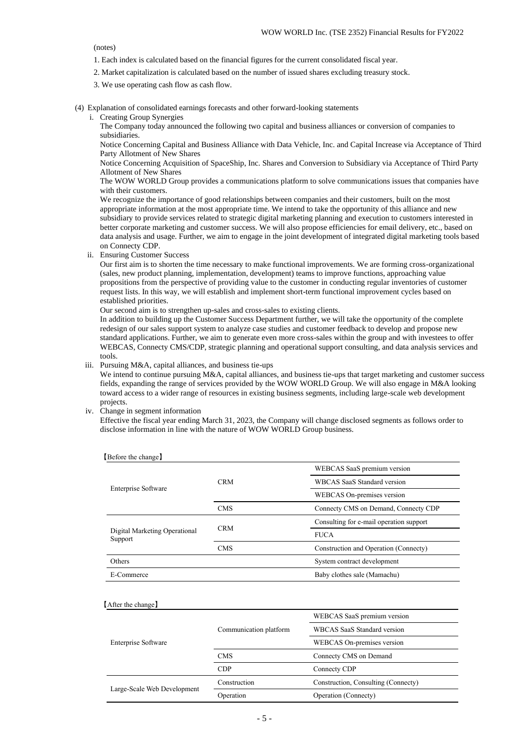(notes)

1. Each index is calculated based on the financial figures for the current consolidated fiscal year.
2. Market capitalization is calculated based on the number of issued shares excluding treasury stock.
3. We use operating cash flow as cash flow.

(4) Explanation of consolidated earnings forecasts and other forward-looking statements

i. Creating Group Synergies

The Company today announced the following two capital and business alliances or conversion of companies to subsidiaries.

Notice Concerning Capital and Business Alliance with Data Vehicle, Inc. and Capital Increase via Acceptance of Third Party Allotment of New Shares

Notice Concerning Acquisition of SpaceShip, Inc. Shares and Conversion to Subsidiary via Acceptance of Third Party Allotment of New Shares

The WOW WORLD Group provides a communications platform to solve communications issues that companies have with their customers.

We recognize the importance of good relationships between companies and their customers, built on the most appropriate information at the most appropriate time. We intend to take the opportunity of this alliance and new subsidiary to provide services related to strategic digital marketing planning and execution to customers interested in better corporate marketing and customer success. We will also propose efficiencies for email delivery, etc., based on data analysis and usage. Further, we aim to engage in the joint development of integrated digital marketing tools based on Connecty CDP.

ii. Ensuring Customer Success

Our first aim is to shorten the time necessary to make functional improvements. We are forming cross-organizational (sales, new product planning, implementation, development) teams to improve functions, approaching value propositions from the perspective of providing value to the customer in conducting regular inventories of customer request lists. In this way, we will establish and implement short-term functional improvement cycles based on established priorities.

Our second aim is to strengthen up-sales and cross-sales to existing clients.

In addition to building up the Customer Success Department further, we will take the opportunity of the complete redesign of our sales support system to analyze case studies and customer feedback to develop and propose new standard applications. Further, we aim to generate even more cross-sales within the group and with investees to offer WEBCAS, Connecty CMS/CDP, strategic planning and operational support consulting, and data analysis services and tools.

iii. Pursuing M&A, capital alliances, and business tie-ups

We intend to continue pursuing M&A, capital alliances, and business tie-ups that target marketing and customer success fields, expanding the range of services provided by the WOW WORLD Group. We will also engage in M&A looking toward access to a wider range of resources in existing business segments, including large-scale web development projects.

iv. Change in segment information

Effective the fiscal year ending March 31, 2023, the Company will change disclosed segments as follows order to disclose information in line with the nature of WOW WORLD Group business.

【Before the change】

| | | |
|---|---|---|
| Enterprise Software | CRM | WEBCAS SaaS premium version |
| | | WBCAS SaaS Standard version |
| | | WEBCAS On-premises version |
| | CMS | Connecty CMS on Demand, Connecty CDP |
| Digital Marketing Operational Support | CRM | Consulting for e-mail operation support |
| | | FUCA |
| | CMS | Construction and Operation (Connecty) |
| Others | | System contract development |
| E-Commerce | | Baby clothes sale (Mamachu) |

【After the change】

| | | |
|---|---|---|
| Enterprise Software | Communication platform | WEBCAS SaaS premium version |
| | | WBCAS SaaS Standard version |
| | | WEBCAS On-premises version |
| | CMS | Connecty CMS on Demand |
| | CDP | Connecty CDP |
| Large-Scale Web Development | Construction | Construction, Consulting (Connecty) |
| | Operation | Operation (Connecty) |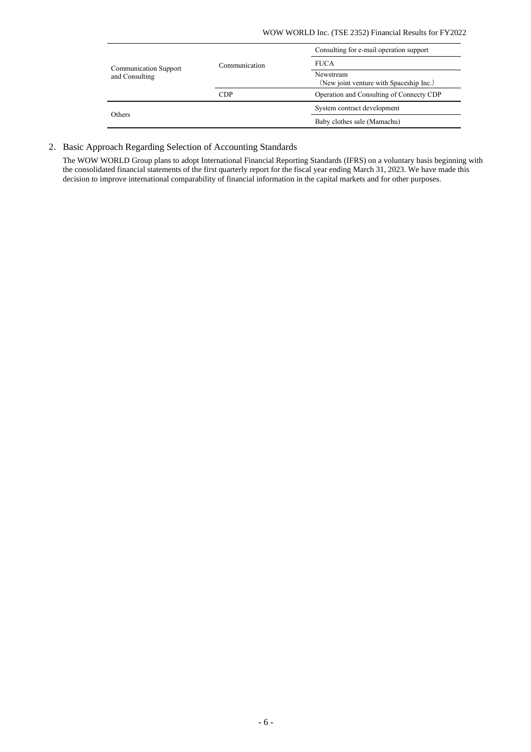| | | |
|---|---|---|
| Communication Support and Consulting | Communication | Consulting for e-mail operation support |
| | | FUCA |
| | | Newstream<br>(New joint venture with Spaceship Inc.) |
| | CDP | Operation and Consulting of Connecty CDP |
| Others | | System contract development |
| | | Baby clothes sale (Mamachu) |

## 2. Basic Approach Regarding Selection of Accounting Standards

The WOW WORLD Group plans to adopt International Financial Reporting Standards (IFRS) on a voluntary basis beginning with the consolidated financial statements of the first quarterly report for the fiscal year ending March 31, 2023. We have made this decision to improve international comparability of financial information in the capital markets and for other purposes.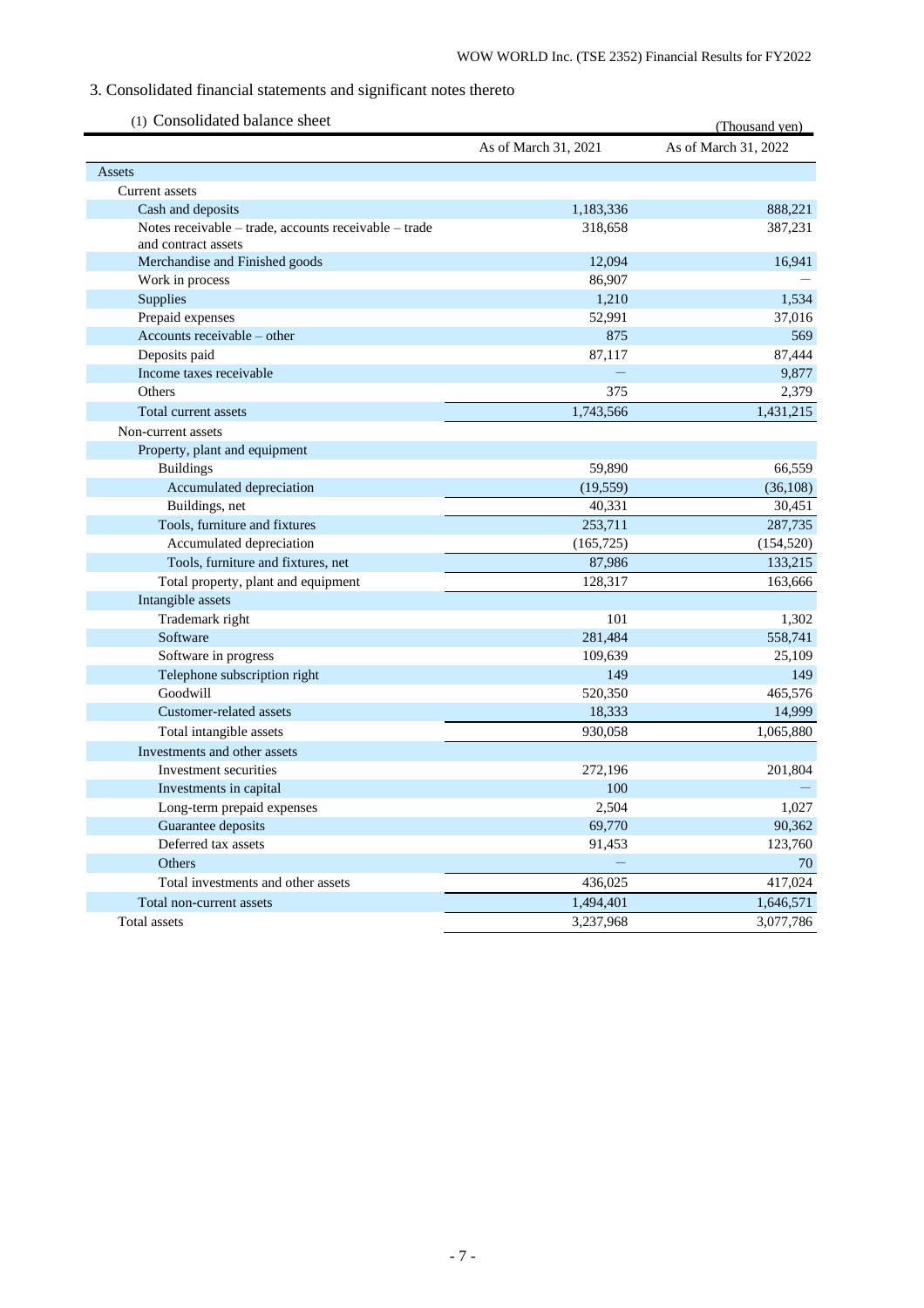## 3. Consolidated financial statements and significant notes thereto

### (1) Consolidated balance sheet

(Thousand yen)

| | As of March 31, 2021 | As of March 31, 2022 |
|---|---|---|
| Assets | | |
| Current assets | | |
| Cash and deposits | 1,183,336 | 888,221 |
| Notes receivable – trade, accounts receivable – trade and contract assets | 318,658 | 387,231 |
| Merchandise and Finished goods | 12,094 | 16,941 |
| Work in process | 86,907 | — |
| Supplies | 1,210 | 1,534 |
| Prepaid expenses | 52,991 | 37,016 |
| Accounts receivable – other | 875 | 569 |
| Deposits paid | 87,117 | 87,444 |
| Income taxes receivable | — | 9,877 |
| Others | 375 | 2,379 |
| Total current assets | 1,743,566 | 1,431,215 |
| Non-current assets | | |
| Property, plant and equipment | | |
| Buildings | 59,890 | 66,559 |
| Accumulated depreciation | (19,559) | (36,108) |
| Buildings, net | 40,331 | 30,451 |
| Tools, furniture and fixtures | 253,711 | 287,735 |
| Accumulated depreciation | (165,725) | (154,520) |
| Tools, furniture and fixtures, net | 87,986 | 133,215 |
| Total property, plant and equipment | 128,317 | 163,666 |
| Intangible assets | | |
| Trademark right | 101 | 1,302 |
| Software | 281,484 | 558,741 |
| Software in progress | 109,639 | 25,109 |
| Telephone subscription right | 149 | 149 |
| Goodwill | 520,350 | 465,576 |
| Customer-related assets | 18,333 | 14,999 |
| Total intangible assets | 930,058 | 1,065,880 |
| Investments and other assets | | |
| Investment securities | 272,196 | 201,804 |
| Investments in capital | 100 | — |
| Long-term prepaid expenses | 2,504 | 1,027 |
| Guarantee deposits | 69,770 | 90,362 |
| Deferred tax assets | 91,453 | 123,760 |
| Others | — | 70 |
| Total investments and other assets | 436,025 | 417,024 |
| Total non-current assets | 1,494,401 | 1,646,571 |
| Total assets | 3,237,968 | 3,077,786 |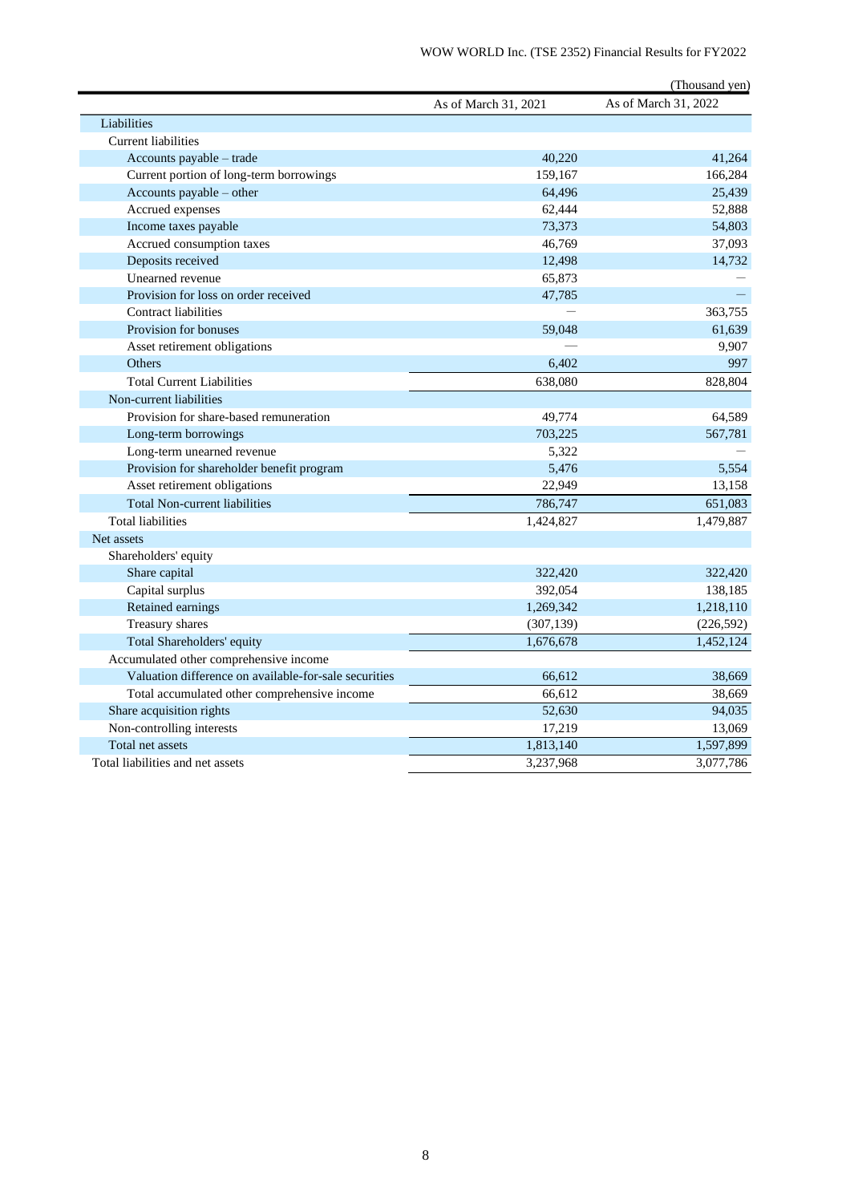(Thousand yen)

| | As of March 31, 2021 | As of March 31, 2022 |
|---|---|---|
| Liabilities | | |
| Current liabilities | | |
| Accounts payable – trade | 40,220 | 41,264 |
| Current portion of long-term borrowings | 159,167 | 166,284 |
| Accounts payable – other | 64,496 | 25,439 |
| Accrued expenses | 62,444 | 52,888 |
| Income taxes payable | 73,373 | 54,803 |
| Accrued consumption taxes | 46,769 | 37,093 |
| Deposits received | 12,498 | 14,732 |
| Unearned revenue | 65,873 | — |
| Provision for loss on order received | 47,785 | — |
| Contract liabilities | — | 363,755 |
| Provision for bonuses | 59,048 | 61,639 |
| Asset retirement obligations | — | 9,907 |
| Others | 6,402 | 997 |
| Total Current Liabilities | 638,080 | 828,804 |
| Non-current liabilities | | |
| Provision for share-based remuneration | 49,774 | 64,589 |
| Long-term borrowings | 703,225 | 567,781 |
| Long-term unearned revenue | 5,322 | — |
| Provision for shareholder benefit program | 5,476 | 5,554 |
| Asset retirement obligations | 22,949 | 13,158 |
| Total Non-current liabilities | 786,747 | 651,083 |
| Total liabilities | 1,424,827 | 1,479,887 |
| Net assets | | |
| Shareholders' equity | | |
| Share capital | 322,420 | 322,420 |
| Capital surplus | 392,054 | 138,185 |
| Retained earnings | 1,269,342 | 1,218,110 |
| Treasury shares | (307,139) | (226,592) |
| Total Shareholders' equity | 1,676,678 | 1,452,124 |
| Accumulated other comprehensive income | | |
| Valuation difference on available-for-sale securities | 66,612 | 38,669 |
| Total accumulated other comprehensive income | 66,612 | 38,669 |
| Share acquisition rights | 52,630 | 94,035 |
| Non-controlling interests | 17,219 | 13,069 |
| Total net assets | 1,813,140 | 1,597,899 |
| Total liabilities and net assets | 3,237,968 | 3,077,786 |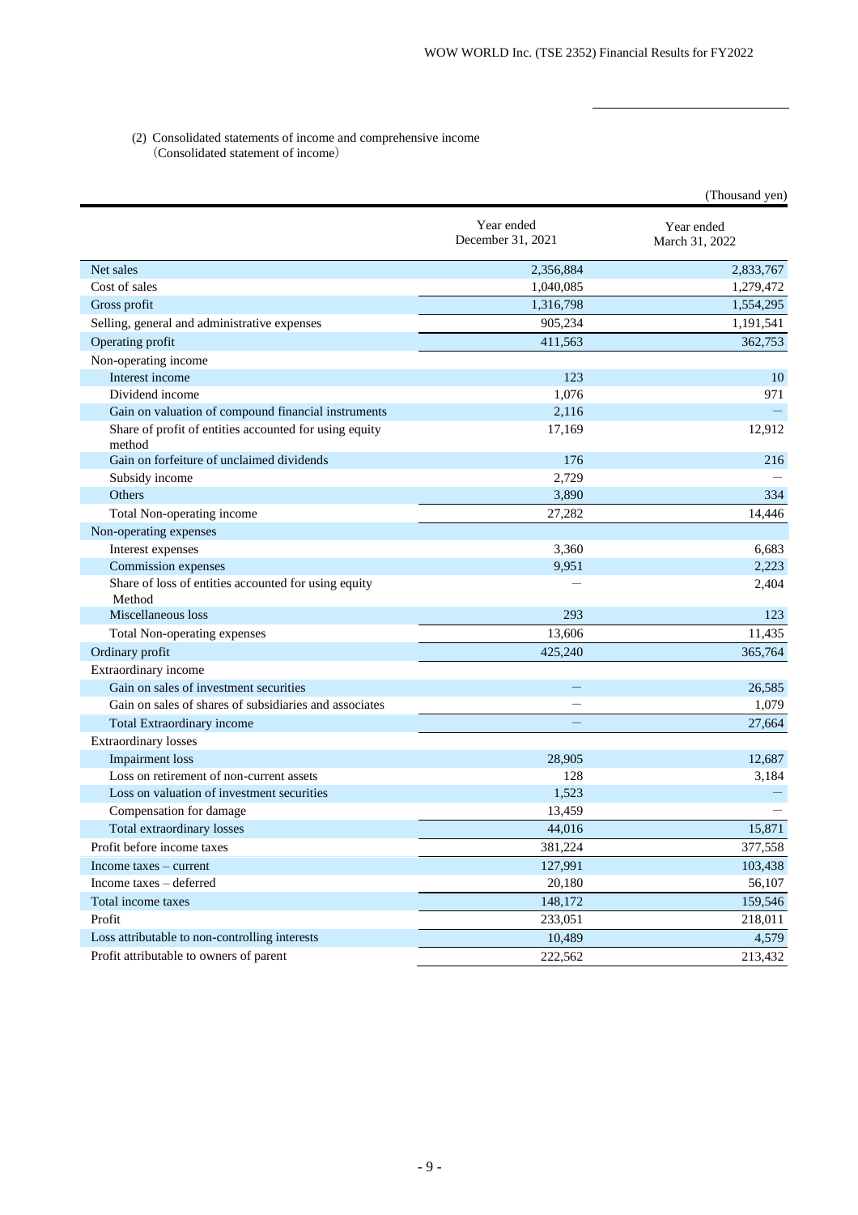(2) Consolidated statements of income and comprehensive income
（Consolidated statement of income）

(Thousand yen)

| | Year ended December 31, 2021 | Year ended March 31, 2022 |
|---|---|---|
| Net sales | 2,356,884 | 2,833,767 |
| Cost of sales | 1,040,085 | 1,279,472 |
| Gross profit | 1,316,798 | 1,554,295 |
| Selling, general and administrative expenses | 905,234 | 1,191,541 |
| Operating profit | 411,563 | 362,753 |
| Non-operating income | | |
| Interest income | 123 | 10 |
| Dividend income | 1,076 | 971 |
| Gain on valuation of compound financial instruments | 2,116 | — |
| Share of profit of entities accounted for using equity method | 17,169 | 12,912 |
| Gain on forfeiture of unclaimed dividends | 176 | 216 |
| Subsidy income | 2,729 | — |
| Others | 3,890 | 334 |
| Total Non-operating income | 27,282 | 14,446 |
| Non-operating expenses | | |
| Interest expenses | 3,360 | 6,683 |
| Commission expenses | 9,951 | 2,223 |
| Share of loss of entities accounted for using equity Method | — | 2,404 |
| Miscellaneous loss | 293 | 123 |
| Total Non-operating expenses | 13,606 | 11,435 |
| Ordinary profit | 425,240 | 365,764 |
| Extraordinary income | | |
| Gain on sales of investment securities | — | 26,585 |
| Gain on sales of shares of subsidiaries and associates | — | 1,079 |
| Total Extraordinary income | — | 27,664 |
| Extraordinary losses | | |
| Impairment loss | 28,905 | 12,687 |
| Loss on retirement of non-current assets | 128 | 3,184 |
| Loss on valuation of investment securities | 1,523 | — |
| Compensation for damage | 13,459 | — |
| Total extraordinary losses | 44,016 | 15,871 |
| Profit before income taxes | 381,224 | 377,558 |
| Income taxes – current | 127,991 | 103,438 |
| Income taxes – deferred | 20,180 | 56,107 |
| Total income taxes | 148,172 | 159,546 |
| Profit | 233,051 | 218,011 |
| Loss attributable to non-controlling interests | 10,489 | 4,579 |
| Profit attributable to owners of parent | 222,562 | 213,432 |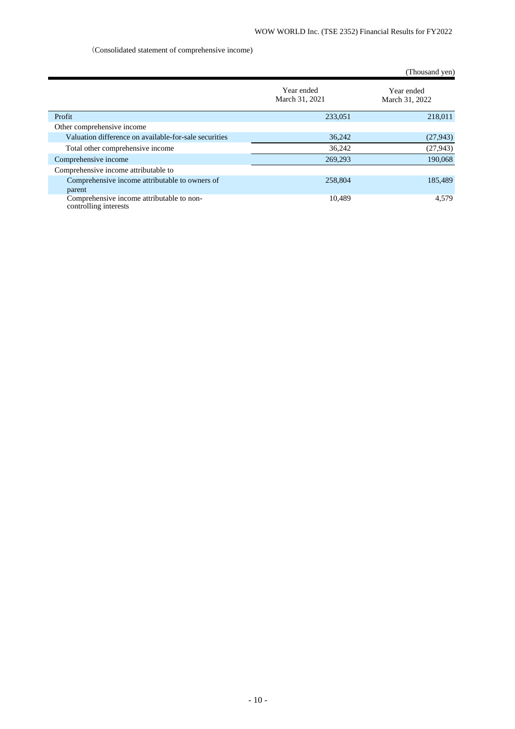(Consolidated statement of comprehensive income)

(Thousand yen)

| | Year ended March 31, 2021 | Year ended March 31, 2022 |
|---|---|---|
| Profit | 233,051 | 218,011 |
| Other comprehensive income | | |
| Valuation difference on available-for-sale securities | 36,242 | (27,943) |
| Total other comprehensive income | 36,242 | (27,943) |
| Comprehensive income | 269,293 | 190,068 |
| Comprehensive income attributable to | | |
| Comprehensive income attributable to owners of parent | 258,804 | 185,489 |
| Comprehensive income attributable to non-controlling interests | 10,489 | 4,579 |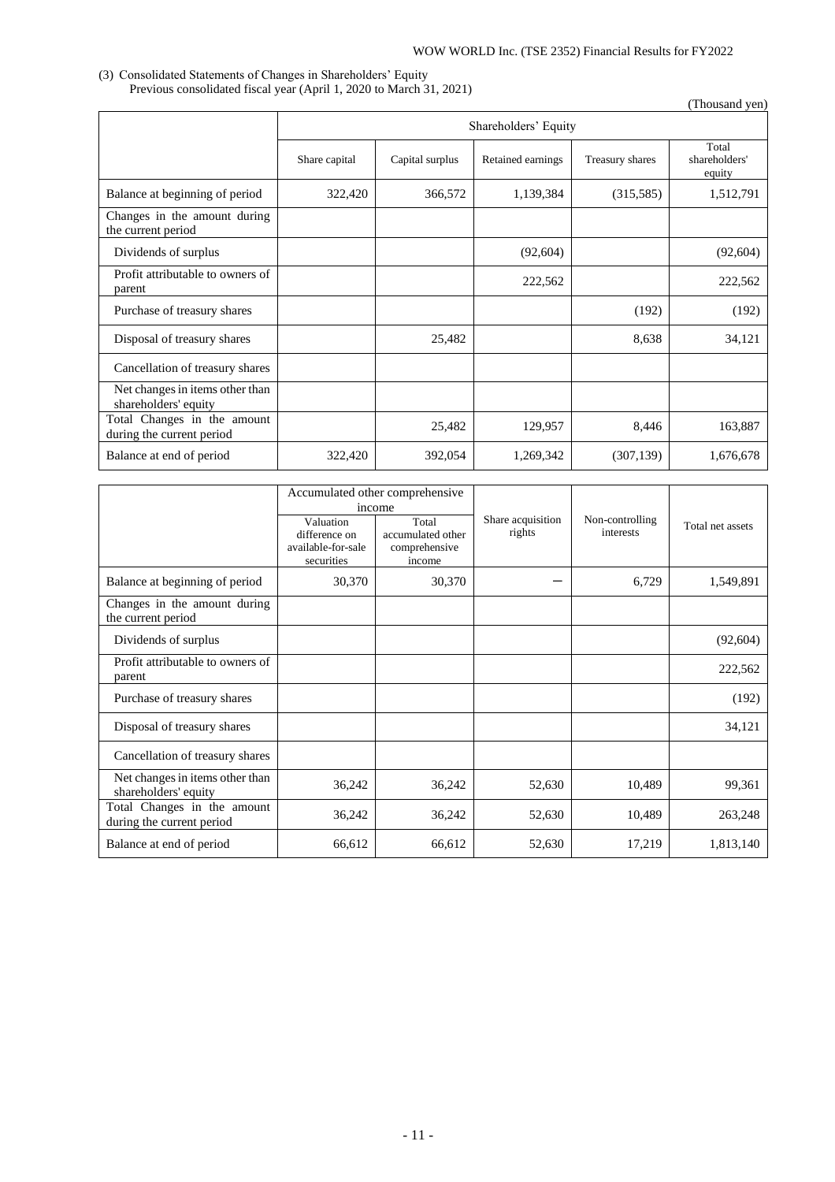(3) Consolidated Statements of Changes in Shareholders' Equity

Previous consolidated fiscal year (April 1, 2020 to March 31, 2021)

(Thousand yen)

| | Shareholders' Equity | | | | |
|---|---|---|---|---|---|
| | Share capital | Capital surplus | Retained earnings | Treasury shares | Total shareholders' equity |
| Balance at beginning of period | 322,420 | 366,572 | 1,139,384 | (315,585) | 1,512,791 |
| Changes in the amount during the current period | | | | | |
| Dividends of surplus | | | (92,604) | | (92,604) |
| Profit attributable to owners of parent | | | 222,562 | | 222,562 |
| Purchase of treasury shares | | | | (192) | (192) |
| Disposal of treasury shares | | 25,482 | | 8,638 | 34,121 |
| Cancellation of treasury shares | | | | | |
| Net changes in items other than shareholders' equity | | | | | |
| Total Changes in the amount during the current period | | 25,482 | 129,957 | 8,446 | 163,887 |
| Balance at end of period | 322,420 | 392,054 | 1,269,342 | (307,139) | 1,676,678 |

| | Accumulated other comprehensive income | | Share acquisition rights | Non-controlling interests | Total net assets |
|---|---|---|---|---|---|
| | Valuation difference on available-for-sale securities | Total accumulated other comprehensive income | | | |
| Balance at beginning of period | 30,370 | 30,370 | ― | 6,729 | 1,549,891 |
| Changes in the amount during the current period | | | | | |
| Dividends of surplus | | | | | (92,604) |
| Profit attributable to owners of parent | | | | | 222,562 |
| Purchase of treasury shares | | | | | (192) |
| Disposal of treasury shares | | | | | 34,121 |
| Cancellation of treasury shares | | | | | |
| Net changes in items other than shareholders' equity | 36,242 | 36,242 | 52,630 | 10,489 | 99,361 |
| Total Changes in the amount during the current period | 36,242 | 36,242 | 52,630 | 10,489 | 263,248 |
| Balance at end of period | 66,612 | 66,612 | 52,630 | 17,219 | 1,813,140 |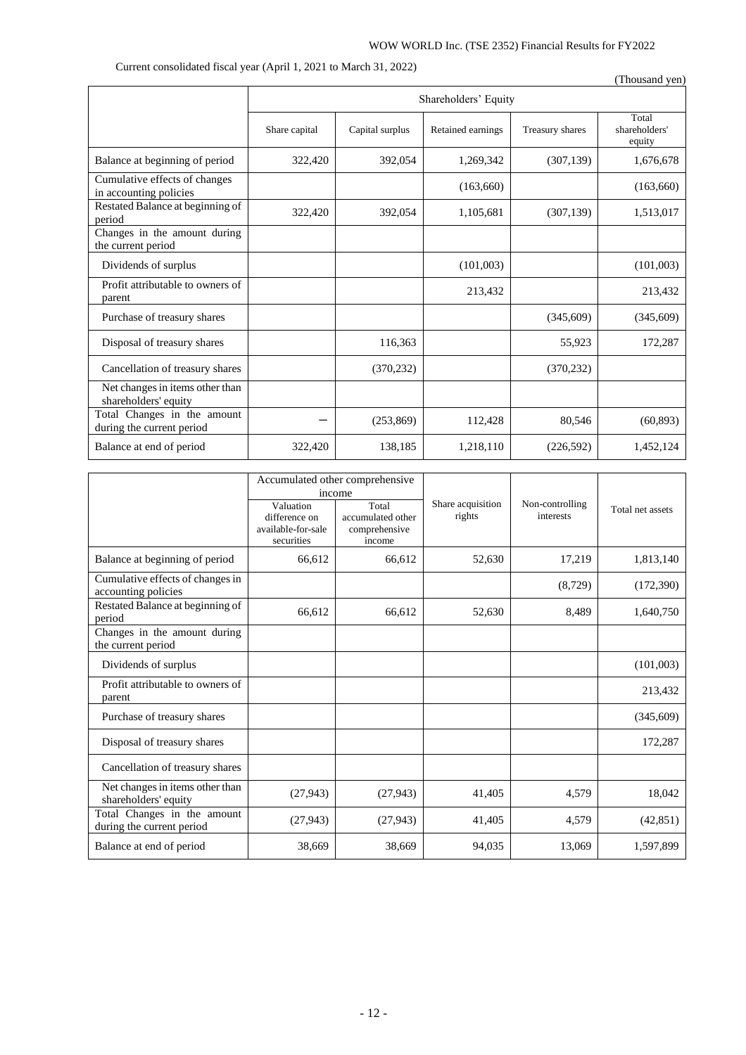Current consolidated fiscal year (April 1, 2021 to March 31, 2022)

(Thousand yen)

| | Shareholders' Equity | | | | |
|---|---|---|---|---|---|
| | Share capital | Capital surplus | Retained earnings | Treasury shares | Total shareholders' equity |
| Balance at beginning of period | 322,420 | 392,054 | 1,269,342 | (307,139) | 1,676,678 |
| Cumulative effects of changes in accounting policies | | | (163,660) | | (163,660) |
| Restated Balance at beginning of period | 322,420 | 392,054 | 1,105,681 | (307,139) | 1,513,017 |
| Changes in the amount during the current period | | | | | |
| Dividends of surplus | | | (101,003) | | (101,003) |
| Profit attributable to owners of parent | | | 213,432 | | 213,432 |
| Purchase of treasury shares | | | | (345,609) | (345,609) |
| Disposal of treasury shares | | 116,363 | | 55,923 | 172,287 |
| Cancellation of treasury shares | | (370,232) | | (370,232) | |
| Net changes in items other than shareholders' equity | | | | | |
| Total Changes in the amount during the current period | － | (253,869) | 112,428 | 80,546 | (60,893) |
| Balance at end of period | 322,420 | 138,185 | 1,218,110 | (226,592) | 1,452,124 |

| | Accumulated other comprehensive income | | Share acquisition rights | Non-controlling interests | Total net assets |
|---|---|---|---|---|---|
| | Valuation difference on available-for-sale securities | Total accumulated other comprehensive income | | | |
| Balance at beginning of period | 66,612 | 66,612 | 52,630 | 17,219 | 1,813,140 |
| Cumulative effects of changes in accounting policies | | | | (8,729) | (172,390) |
| Restated Balance at beginning of period | 66,612 | 66,612 | 52,630 | 8,489 | 1,640,750 |
| Changes in the amount during the current period | | | | | |
| Dividends of surplus | | | | | (101,003) |
| Profit attributable to owners of parent | | | | | 213,432 |
| Purchase of treasury shares | | | | | (345,609) |
| Disposal of treasury shares | | | | | 172,287 |
| Cancellation of treasury shares | | | | | |
| Net changes in items other than shareholders' equity | (27,943) | (27,943) | 41,405 | 4,579 | 18,042 |
| Total Changes in the amount during the current period | (27,943) | (27,943) | 41,405 | 4,579 | (42,851) |
| Balance at end of period | 38,669 | 38,669 | 94,035 | 13,069 | 1,597,899 |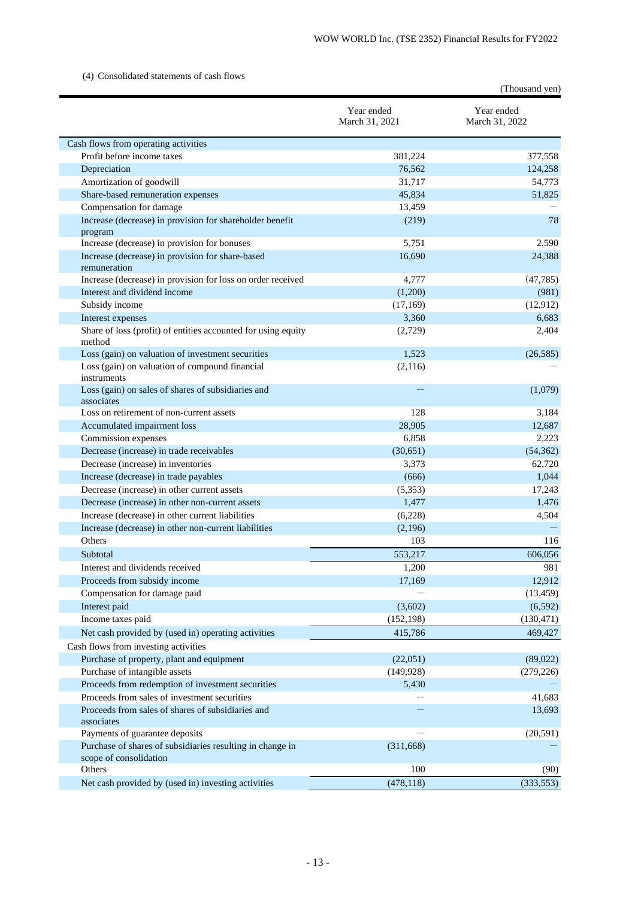(4) Consolidated statements of cash flows

(Thousand yen)

| | Year ended March 31, 2021 | Year ended March 31, 2022 |
|---|---|---|
| Cash flows from operating activities | | |
| Profit before income taxes | 381,224 | 377,558 |
| Depreciation | 76,562 | 124,258 |
| Amortization of goodwill | 31,717 | 54,773 |
| Share-based remuneration expenses | 45,834 | 51,825 |
| Compensation for damage | 13,459 | — |
| Increase (decrease) in provision for shareholder benefit program | (219) | 78 |
| Increase (decrease) in provision for bonuses | 5,751 | 2,590 |
| Increase (decrease) in provision for share-based remuneration | 16,690 | 24,388 |
| Increase (decrease) in provision for loss on order received | 4,777 | (47,785) |
| Interest and dividend income | (1,200) | (981) |
| Subsidy income | (17,169) | (12,912) |
| Interest expenses | 3,360 | 6,683 |
| Share of loss (profit) of entities accounted for using equity method | (2,729) | 2,404 |
| Loss (gain) on valuation of investment securities | 1,523 | (26,585) |
| Loss (gain) on valuation of compound financial instruments | (2,116) | — |
| Loss (gain) on sales of shares of subsidiaries and associates | — | (1,079) |
| Loss on retirement of non-current assets | 128 | 3,184 |
| Accumulated impairment loss | 28,905 | 12,687 |
| Commission expenses | 6,858 | 2,223 |
| Decrease (increase) in trade receivables | (30,651) | (54,362) |
| Decrease (increase) in inventories | 3,373 | 62,720 |
| Increase (decrease) in trade payables | (666) | 1,044 |
| Decrease (increase) in other current assets | (5,353) | 17,243 |
| Decrease (increase) in other non-current assets | 1,477 | 1,476 |
| Increase (decrease) in other current liabilities | (6,228) | 4,504 |
| Increase (decrease) in other non-current liabilities | (2,196) | — |
| Others | 103 | 116 |
| Subtotal | 553,217 | 606,056 |
| Interest and dividends received | 1,200 | 981 |
| Proceeds from subsidy income | 17,169 | 12,912 |
| Compensation for damage paid | — | (13,459) |
| Interest paid | (3,602) | (6,592) |
| Income taxes paid | (152,198) | (130,471) |
| Net cash provided by (used in) operating activities | 415,786 | 469,427 |
| Cash flows from investing activities | | |
| Purchase of property, plant and equipment | (22,051) | (89,022) |
| Purchase of intangible assets | (149,928) | (279,226) |
| Proceeds from redemption of investment securities | 5,430 | — |
| Proceeds from sales of investment securities | — | 41,683 |
| Proceeds from sales of shares of subsidiaries and associates | — | 13,693 |
| Payments of guarantee deposits | — | (20,591) |
| Purchase of shares of subsidiaries resulting in change in scope of consolidation | (311,668) | — |
| Others | 100 | (90) |
| Net cash provided by (used in) investing activities | (478,118) | (333,553) |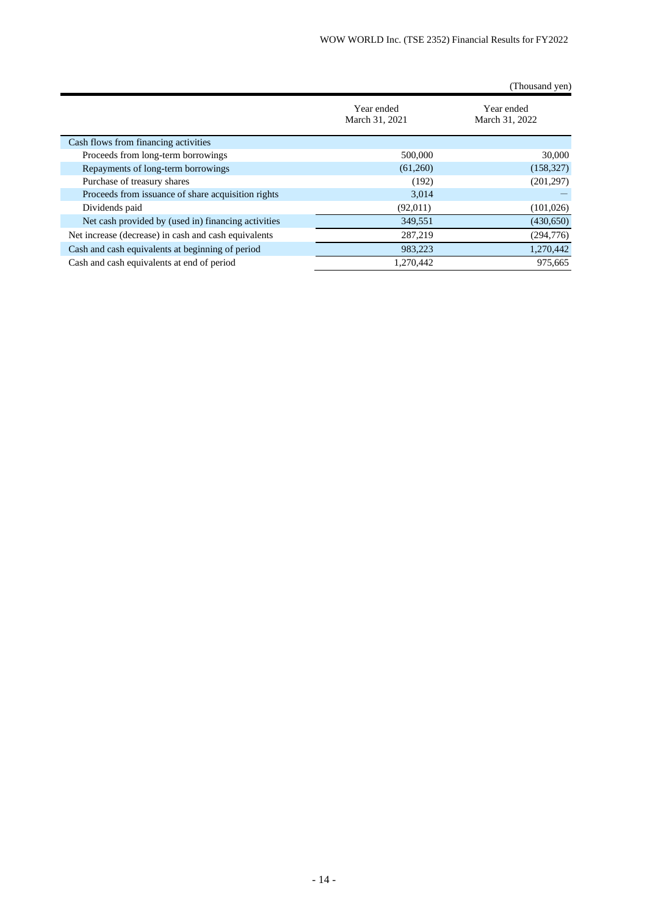(Thousand yen)

| | Year ended March 31, 2021 | Year ended March 31, 2022 |
|---|---|---|
| Cash flows from financing activities | | |
| Proceeds from long-term borrowings | 500,000 | 30,000 |
| Repayments of long-term borrowings | (61,260) | (158,327) |
| Purchase of treasury shares | (192) | (201,297) |
| Proceeds from issuance of share acquisition rights | 3,014 | ― |
| Dividends paid | (92,011) | (101,026) |
| Net cash provided by (used in) financing activities | 349,551 | (430,650) |
| Net increase (decrease) in cash and cash equivalents | 287,219 | (294,776) |
| Cash and cash equivalents at beginning of period | 983,223 | 1,270,442 |
| Cash and cash equivalents at end of period | 1,270,442 | 975,665 |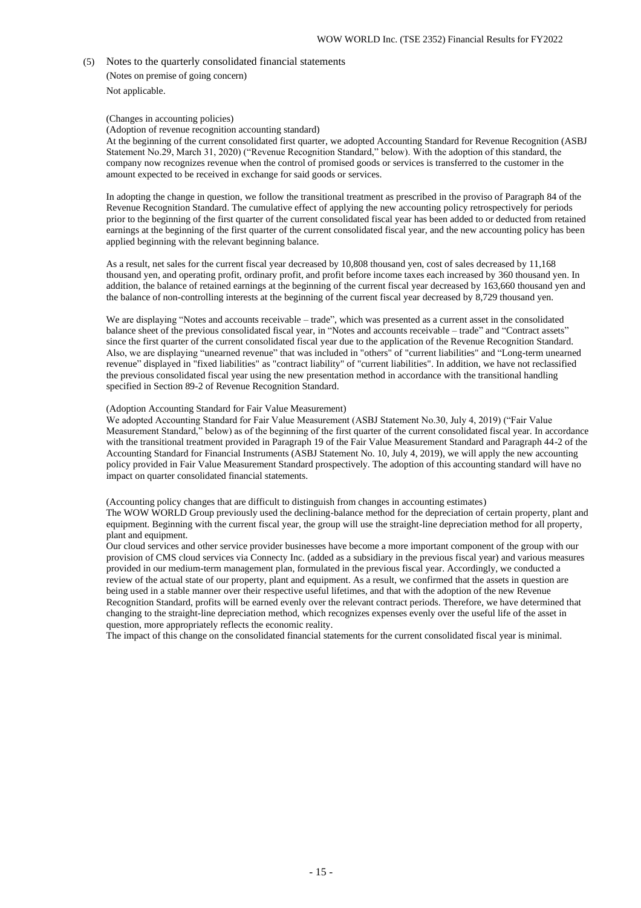## (5) Notes to the quarterly consolidated financial statements

(Notes on premise of going concern)

Not applicable.

(Changes in accounting policies)

(Adoption of revenue recognition accounting standard)

At the beginning of the current consolidated first quarter, we adopted Accounting Standard for Revenue Recognition (ASBJ Statement No.29, March 31, 2020) ("Revenue Recognition Standard," below). With the adoption of this standard, the company now recognizes revenue when the control of promised goods or services is transferred to the customer in the amount expected to be received in exchange for said goods or services.

In adopting the change in question, we follow the transitional treatment as prescribed in the proviso of Paragraph 84 of the Revenue Recognition Standard. The cumulative effect of applying the new accounting policy retrospectively for periods prior to the beginning of the first quarter of the current consolidated fiscal year has been added to or deducted from retained earnings at the beginning of the first quarter of the current consolidated fiscal year, and the new accounting policy has been applied beginning with the relevant beginning balance.

As a result, net sales for the current fiscal year decreased by 10,808 thousand yen, cost of sales decreased by 11,168 thousand yen, and operating profit, ordinary profit, and profit before income taxes each increased by 360 thousand yen. In addition, the balance of retained earnings at the beginning of the current fiscal year decreased by 163,660 thousand yen and the balance of non-controlling interests at the beginning of the current fiscal year decreased by 8,729 thousand yen.

We are displaying "Notes and accounts receivable – trade", which was presented as a current asset in the consolidated balance sheet of the previous consolidated fiscal year, in "Notes and accounts receivable – trade" and "Contract assets" since the first quarter of the current consolidated fiscal year due to the application of the Revenue Recognition Standard. Also, we are displaying "unearned revenue" that was included in "others" of "current liabilities" and "Long-term unearned revenue" displayed in "fixed liabilities" as "contract liability" of "current liabilities". In addition, we have not reclassified the previous consolidated fiscal year using the new presentation method in accordance with the transitional handling specified in Section 89-2 of Revenue Recognition Standard.

(Adoption Accounting Standard for Fair Value Measurement)

We adopted Accounting Standard for Fair Value Measurement (ASBJ Statement No.30, July 4, 2019) ("Fair Value Measurement Standard," below) as of the beginning of the first quarter of the current consolidated fiscal year. In accordance with the transitional treatment provided in Paragraph 19 of the Fair Value Measurement Standard and Paragraph 44-2 of the Accounting Standard for Financial Instruments (ASBJ Statement No. 10, July 4, 2019), we will apply the new accounting policy provided in Fair Value Measurement Standard prospectively. The adoption of this accounting standard will have no impact on quarter consolidated financial statements.

(Accounting policy changes that are difficult to distinguish from changes in accounting estimates)

The WOW WORLD Group previously used the declining-balance method for the depreciation of certain property, plant and equipment. Beginning with the current fiscal year, the group will use the straight-line depreciation method for all property, plant and equipment.

Our cloud services and other service provider businesses have become a more important component of the group with our provision of CMS cloud services via Connecty Inc. (added as a subsidiary in the previous fiscal year) and various measures provided in our medium-term management plan, formulated in the previous fiscal year. Accordingly, we conducted a review of the actual state of our property, plant and equipment. As a result, we confirmed that the assets in question are being used in a stable manner over their respective useful lifetimes, and that with the adoption of the new Revenue Recognition Standard, profits will be earned evenly over the relevant contract periods. Therefore, we have determined that changing to the straight-line depreciation method, which recognizes expenses evenly over the useful life of the asset in question, more appropriately reflects the economic reality.

The impact of this change on the consolidated financial statements for the current consolidated fiscal year is minimal.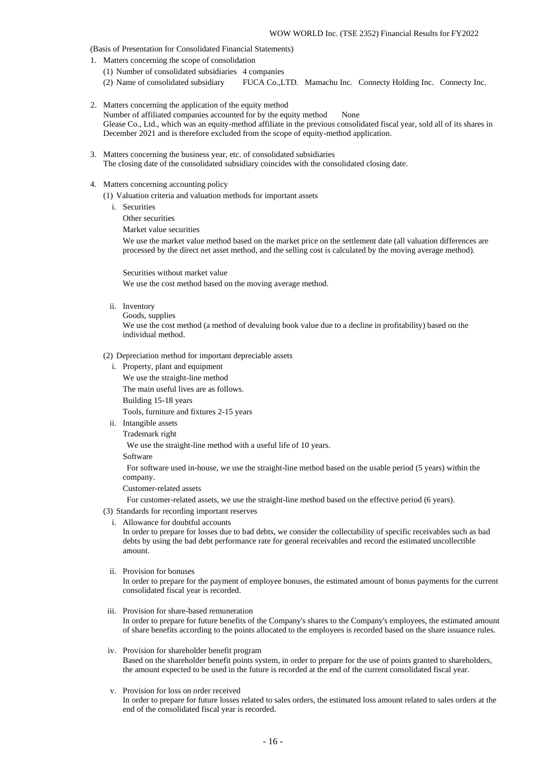(Basis of Presentation for Consolidated Financial Statements)

1. Matters concerning the scope of consolidation
   (1) Number of consolidated subsidiaries 4 companies
   (2) Name of consolidated subsidiary FUCA Co.,LTD. Mamachu Inc. Connecty Holding Inc. Connecty Inc.

2. Matters concerning the application of the equity method
   Number of affiliated companies accounted for by the equity method None
   Glease Co., Ltd., which was an equity-method affiliate in the previous consolidated fiscal year, sold all of its shares in December 2021 and is therefore excluded from the scope of equity-method application.

3. Matters concerning the business year, etc. of consolidated subsidiaries
   The closing date of the consolidated subsidiary coincides with the consolidated closing date.

4. Matters concerning accounting policy
   (1) Valuation criteria and valuation methods for important assets
      i. Securities
         Other securities
         Market value securities
         We use the market value method based on the market price on the settlement date (all valuation differences are processed by the direct net asset method, and the selling cost is calculated by the moving average method).

         Securities without market value
         We use the cost method based on the moving average method.

      ii. Inventory
         Goods, supplies
         We use the cost method (a method of devaluing book value due to a decline in profitability) based on the individual method.

   (2) Depreciation method for important depreciable assets
      i. Property, plant and equipment
         We use the straight-line method
         The main useful lives are as follows.
         Building 15-18 years
         Tools, furniture and fixtures 2-15 years
      ii. Intangible assets
         Trademark right
         We use the straight-line method with a useful life of 10 years.
         Software
         For software used in-house, we use the straight-line method based on the usable period (5 years) within the company.
         Customer-related assets
         For customer-related assets, we use the straight-line method based on the effective period (6 years).

   (3) Standards for recording important reserves
      i. Allowance for doubtful accounts
         In order to prepare for losses due to bad debts, we consider the collectability of specific receivables such as bad debts by using the bad debt performance rate for general receivables and record the estimated uncollectible amount.

      ii. Provision for bonuses
         In order to prepare for the payment of employee bonuses, the estimated amount of bonus payments for the current consolidated fiscal year is recorded.

      iii. Provision for share-based remuneration
         In order to prepare for future benefits of the Company's shares to the Company's employees, the estimated amount of share benefits according to the points allocated to the employees is recorded based on the share issuance rules.

      iv. Provision for shareholder benefit program
         Based on the shareholder benefit points system, in order to prepare for the use of points granted to shareholders, the amount expected to be used in the future is recorded at the end of the current consolidated fiscal year.

      v. Provision for loss on order received
         In order to prepare for future losses related to sales orders, the estimated loss amount related to sales orders at the end of the consolidated fiscal year is recorded.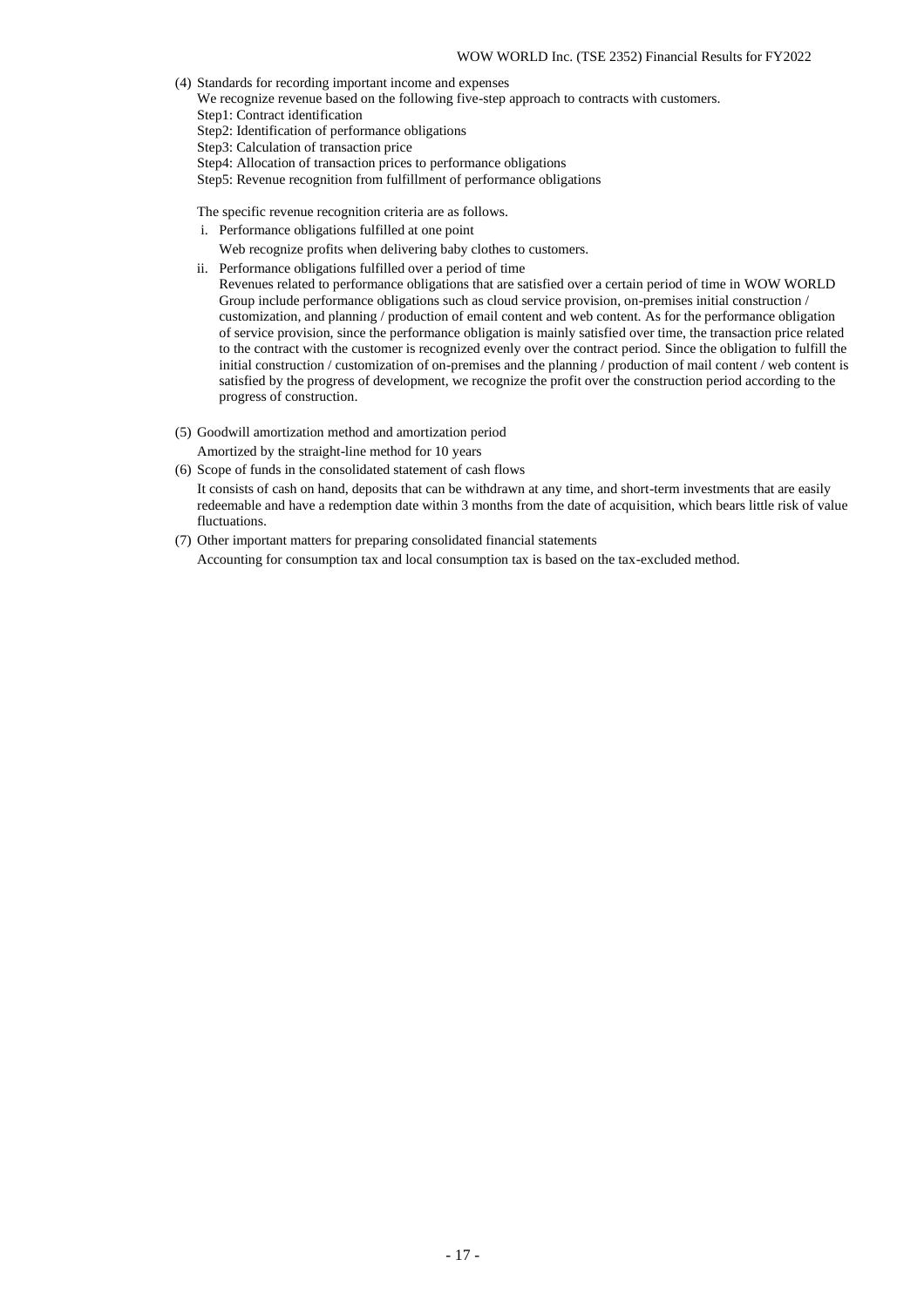(4) Standards for recording important income and expenses

We recognize revenue based on the following five-step approach to contracts with customers.

Step1: Contract identification

Step2: Identification of performance obligations

Step3: Calculation of transaction price

Step4: Allocation of transaction prices to performance obligations

Step5: Revenue recognition from fulfillment of performance obligations

The specific revenue recognition criteria are as follows.

i. Performance obligations fulfilled at one point

Web recognize profits when delivering baby clothes to customers.

ii. Performance obligations fulfilled over a period of time

Revenues related to performance obligations that are satisfied over a certain period of time in WOW WORLD Group include performance obligations such as cloud service provision, on-premises initial construction / customization, and planning / production of email content and web content. As for the performance obligation of service provision, since the performance obligation is mainly satisfied over time, the transaction price related to the contract with the customer is recognized evenly over the contract period. Since the obligation to fulfill the initial construction / customization of on-premises and the planning / production of mail content / web content is satisfied by the progress of development, we recognize the profit over the construction period according to the progress of construction.

(5) Goodwill amortization method and amortization period

Amortized by the straight-line method for 10 years

(6) Scope of funds in the consolidated statement of cash flows

It consists of cash on hand, deposits that can be withdrawn at any time, and short-term investments that are easily redeemable and have a redemption date within 3 months from the date of acquisition, which bears little risk of value fluctuations.

(7) Other important matters for preparing consolidated financial statements

Accounting for consumption tax and local consumption tax is based on the tax-excluded method.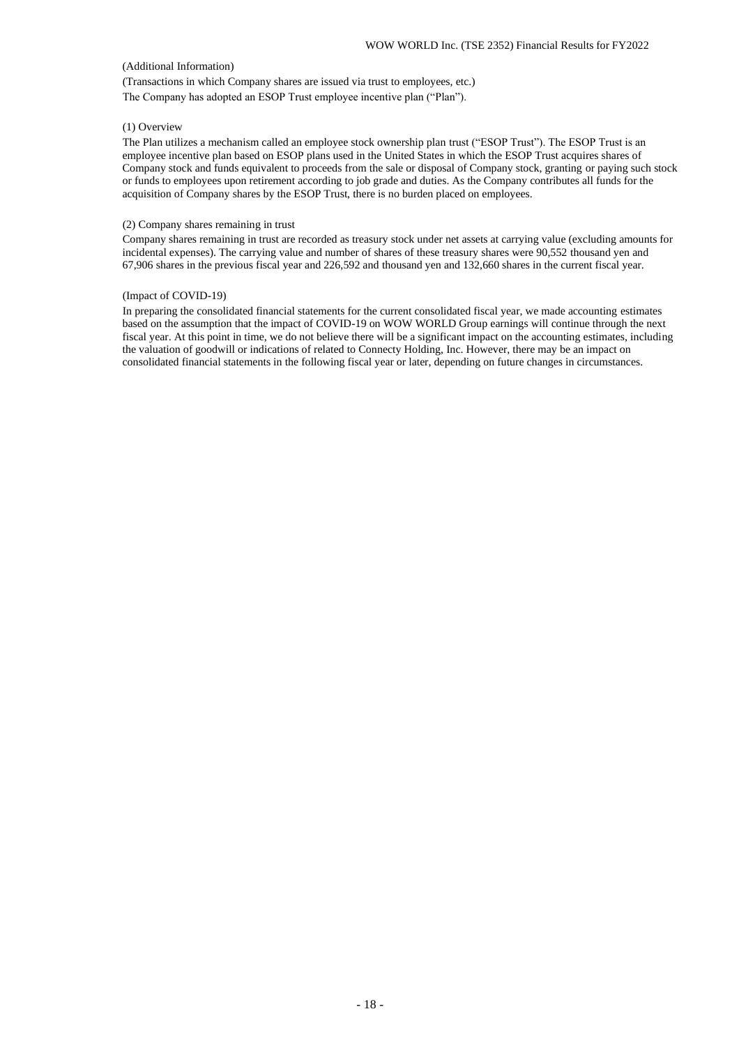(Additional Information)

(Transactions in which Company shares are issued via trust to employees, etc.)

The Company has adopted an ESOP Trust employee incentive plan ("Plan").

(1) Overview

The Plan utilizes a mechanism called an employee stock ownership plan trust ("ESOP Trust"). The ESOP Trust is an employee incentive plan based on ESOP plans used in the United States in which the ESOP Trust acquires shares of Company stock and funds equivalent to proceeds from the sale or disposal of Company stock, granting or paying such stock or funds to employees upon retirement according to job grade and duties. As the Company contributes all funds for the acquisition of Company shares by the ESOP Trust, there is no burden placed on employees.

(2) Company shares remaining in trust

Company shares remaining in trust are recorded as treasury stock under net assets at carrying value (excluding amounts for incidental expenses). The carrying value and number of shares of these treasury shares were 90,552 thousand yen and 67,906 shares in the previous fiscal year and 226,592 and thousand yen and 132,660 shares in the current fiscal year.

(Impact of COVID-19)

In preparing the consolidated financial statements for the current consolidated fiscal year, we made accounting estimates based on the assumption that the impact of COVID-19 on WOW WORLD Group earnings will continue through the next fiscal year. At this point in time, we do not believe there will be a significant impact on the accounting estimates, including the valuation of goodwill or indications of related to Connecty Holding, Inc. However, there may be an impact on consolidated financial statements in the following fiscal year or later, depending on future changes in circumstances.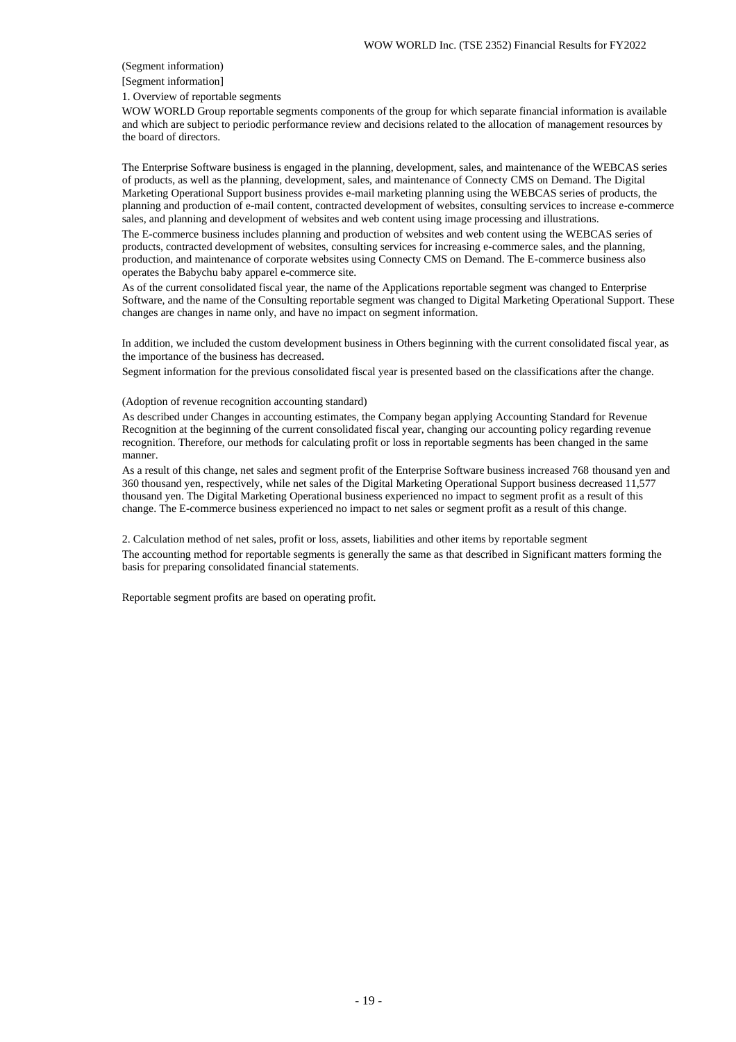(Segment information)

[Segment information]

1. Overview of reportable segments

WOW WORLD Group reportable segments components of the group for which separate financial information is available and which are subject to periodic performance review and decisions related to the allocation of management resources by the board of directors.

The Enterprise Software business is engaged in the planning, development, sales, and maintenance of the WEBCAS series of products, as well as the planning, development, sales, and maintenance of Connecty CMS on Demand. The Digital Marketing Operational Support business provides e-mail marketing planning using the WEBCAS series of products, the planning and production of e-mail content, contracted development of websites, consulting services to increase e-commerce sales, and planning and development of websites and web content using image processing and illustrations.

The E-commerce business includes planning and production of websites and web content using the WEBCAS series of products, contracted development of websites, consulting services for increasing e-commerce sales, and the planning, production, and maintenance of corporate websites using Connecty CMS on Demand. The E-commerce business also operates the Babychu baby apparel e-commerce site.

As of the current consolidated fiscal year, the name of the Applications reportable segment was changed to Enterprise Software, and the name of the Consulting reportable segment was changed to Digital Marketing Operational Support. These changes are changes in name only, and have no impact on segment information.

In addition, we included the custom development business in Others beginning with the current consolidated fiscal year, as the importance of the business has decreased.

Segment information for the previous consolidated fiscal year is presented based on the classifications after the change.

(Adoption of revenue recognition accounting standard)

As described under Changes in accounting estimates, the Company began applying Accounting Standard for Revenue Recognition at the beginning of the current consolidated fiscal year, changing our accounting policy regarding revenue recognition. Therefore, our methods for calculating profit or loss in reportable segments has been changed in the same manner.

As a result of this change, net sales and segment profit of the Enterprise Software business increased 768 thousand yen and 360 thousand yen, respectively, while net sales of the Digital Marketing Operational Support business decreased 11,577 thousand yen. The Digital Marketing Operational business experienced no impact to segment profit as a result of this change. The E-commerce business experienced no impact to net sales or segment profit as a result of this change.

2. Calculation method of net sales, profit or loss, assets, liabilities and other items by reportable segment

The accounting method for reportable segments is generally the same as that described in Significant matters forming the basis for preparing consolidated financial statements.

Reportable segment profits are based on operating profit.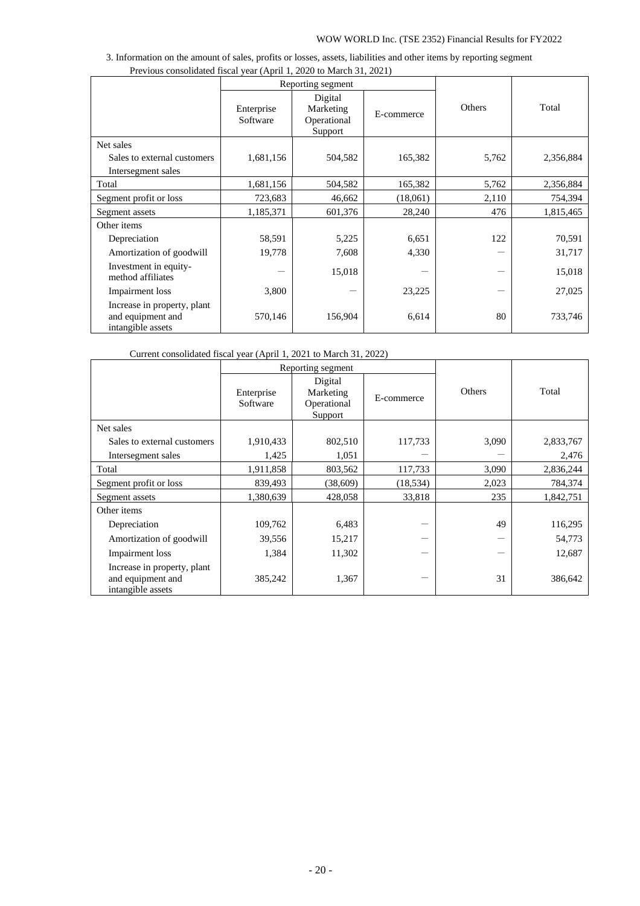3. Information on the amount of sales, profits or losses, assets, liabilities and other items by reporting segment

Previous consolidated fiscal year (April 1, 2020 to March 31, 2021)

| | Reporting segment | | | Others | Total |
|---|---|---|---|---|---|
| | Enterprise Software | Digital Marketing Operational Support | E-commerce | | |
| Net sales | | | | | |
| Sales to external customers | 1,681,156 | 504,582 | 165,382 | 5,762 | 2,356,884 |
| Intersegment sales | | | | | |
| Total | 1,681,156 | 504,582 | 165,382 | 5,762 | 2,356,884 |
| Segment profit or loss | 723,683 | 46,662 | (18,061) | 2,110 | 754,394 |
| Segment assets | 1,185,371 | 601,376 | 28,240 | 476 | 1,815,465 |
| Other items | | | | | |
| Depreciation | 58,591 | 5,225 | 6,651 | 122 | 70,591 |
| Amortization of goodwill | 19,778 | 7,608 | 4,330 | ― | 31,717 |
| Investment in equity-method affiliates | ― | 15,018 | ― | ― | 15,018 |
| Impairment loss | 3,800 | ― | 23,225 | ― | 27,025 |
| Increase in property, plant and equipment and intangible assets | 570,146 | 156,904 | 6,614 | 80 | 733,746 |

Current consolidated fiscal year (April 1, 2021 to March 31, 2022)

| | Reporting segment | | | Others | Total |
|---|---|---|---|---|---|
| | Enterprise Software | Digital Marketing Operational Support | E-commerce | | |
| Net sales | | | | | |
| Sales to external customers | 1,910,433 | 802,510 | 117,733 | 3,090 | 2,833,767 |
| Intersegment sales | 1,425 | 1,051 | ― | ― | 2,476 |
| Total | 1,911,858 | 803,562 | 117,733 | 3,090 | 2,836,244 |
| Segment profit or loss | 839,493 | (38,609) | (18,534) | 2,023 | 784,374 |
| Segment assets | 1,380,639 | 428,058 | 33,818 | 235 | 1,842,751 |
| Other items | | | | | |
| Depreciation | 109,762 | 6,483 | ― | 49 | 116,295 |
| Amortization of goodwill | 39,556 | 15,217 | ― | ― | 54,773 |
| Impairment loss | 1,384 | 11,302 | ― | ― | 12,687 |
| Increase in property, plant and equipment and intangible assets | 385,242 | 1,367 | ― | 31 | 386,642 |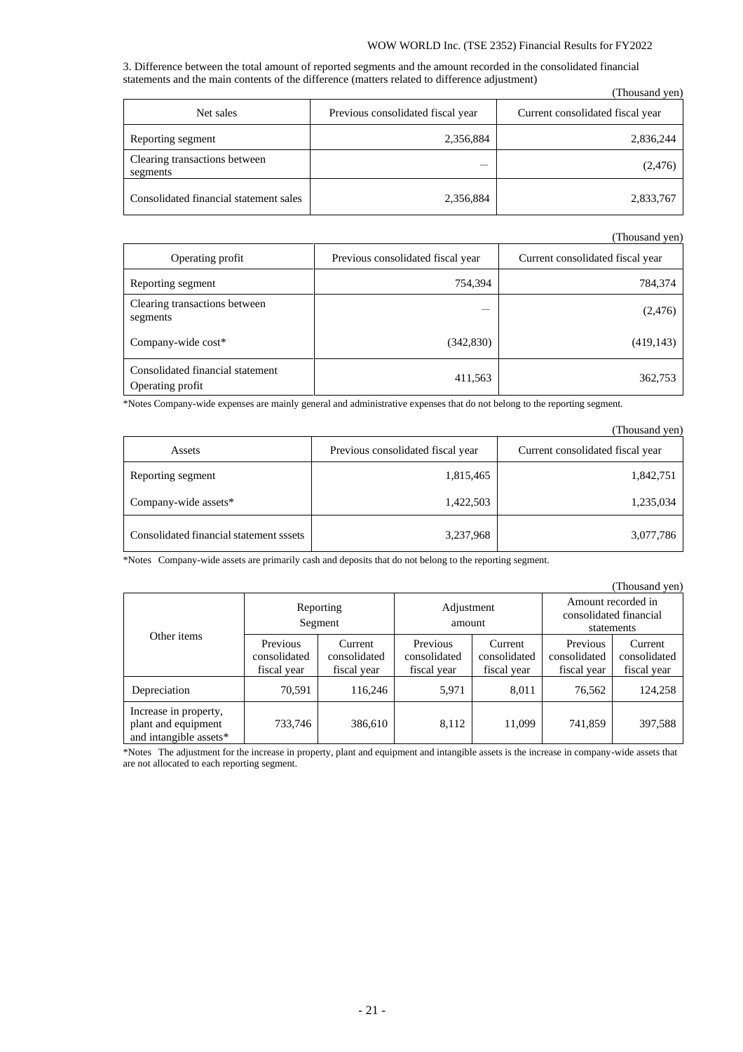3. Difference between the total amount of reported segments and the amount recorded in the consolidated financial statements and the main contents of the difference (matters related to difference adjustment)

(Thousand yen)

| Net sales | Previous consolidated fiscal year | Current consolidated fiscal year |
|---|---|---|
| Reporting segment | 2,356,884 | 2,836,244 |
| Clearing transactions between segments | ― | (2,476) |
| Consolidated financial statement sales | 2,356,884 | 2,833,767 |

(Thousand yen)

| Operating profit | Previous consolidated fiscal year | Current consolidated fiscal year |
|---|---|---|
| Reporting segment | 754,394 | 784,374 |
| Clearing transactions between segments | ― | (2,476) |
| Company-wide cost* | (342,830) | (419,143) |
| Consolidated financial statement Operating profit | 411,563 | 362,753 |

*Notes Company-wide expenses are mainly general and administrative expenses that do not belong to the reporting segment.

(Thousand yen)

| Assets | Previous consolidated fiscal year | Current consolidated fiscal year |
|---|---|---|
| Reporting segment | 1,815,465 | 1,842,751 |
| Company-wide assets* | 1,422,503 | 1,235,034 |
| Consolidated financial statement sssets | 3,237,968 | 3,077,786 |

*Notes Company-wide assets are primarily cash and deposits that do not belong to the reporting segment.

(Thousand yen)

| Other items | Reporting Segment | | Adjustment amount | | Amount recorded in consolidated financial statements | |
|---|---|---|---|---|---|---|
| | Previous consolidated fiscal year | Current consolidated fiscal year | Previous consolidated fiscal year | Current consolidated fiscal year | Previous consolidated fiscal year | Current consolidated fiscal year |
| Depreciation | 70,591 | 116,246 | 5,971 | 8,011 | 76,562 | 124,258 |
| Increase in property, plant and equipment and intangible assets* | 733,746 | 386,610 | 8,112 | 11,099 | 741,859 | 397,588 |

*Notes The adjustment for the increase in property, plant and equipment and intangible assets is the increase in company-wide assets that are not allocated to each reporting segment.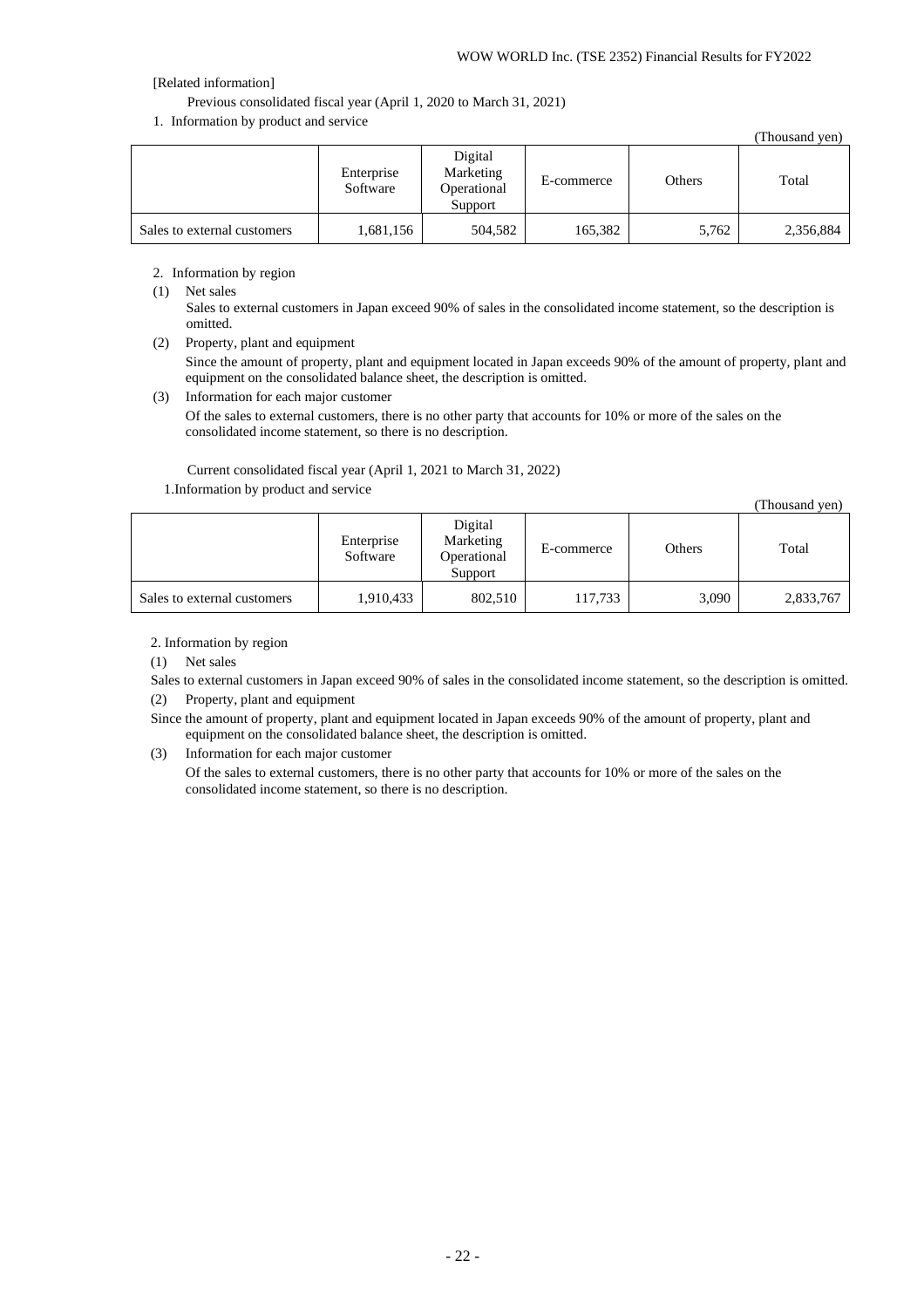[Related information]

Previous consolidated fiscal year (April 1, 2020 to March 31, 2021)

1. Information by product and service

(Thousand yen)

| | Enterprise Software | Digital Marketing Operational Support | E-commerce | Others | Total |
|---|---|---|---|---|---|
| Sales to external customers | 1,681,156 | 504,582 | 165,382 | 5,762 | 2,356,884 |

2. Information by region

(1) Net sales

Sales to external customers in Japan exceed 90% of sales in the consolidated income statement, so the description is omitted.

(2) Property, plant and equipment

Since the amount of property, plant and equipment located in Japan exceeds 90% of the amount of property, plant and equipment on the consolidated balance sheet, the description is omitted.

(3) Information for each major customer

Of the sales to external customers, there is no other party that accounts for 10% or more of the sales on the consolidated income statement, so there is no description.

Current consolidated fiscal year (April 1, 2021 to March 31, 2022)

1.Information by product and service

(Thousand yen)

| | Enterprise Software | Digital Marketing Operational Support | E-commerce | Others | Total |
|---|---|---|---|---|---|
| Sales to external customers | 1,910,433 | 802,510 | 117,733 | 3,090 | 2,833,767 |

2. Information by region

(1) Net sales

Sales to external customers in Japan exceed 90% of sales in the consolidated income statement, so the description is omitted.

(2) Property, plant and equipment

Since the amount of property, plant and equipment located in Japan exceeds 90% of the amount of property, plant and equipment on the consolidated balance sheet, the description is omitted.

(3) Information for each major customer

Of the sales to external customers, there is no other party that accounts for 10% or more of the sales on the consolidated income statement, so there is no description.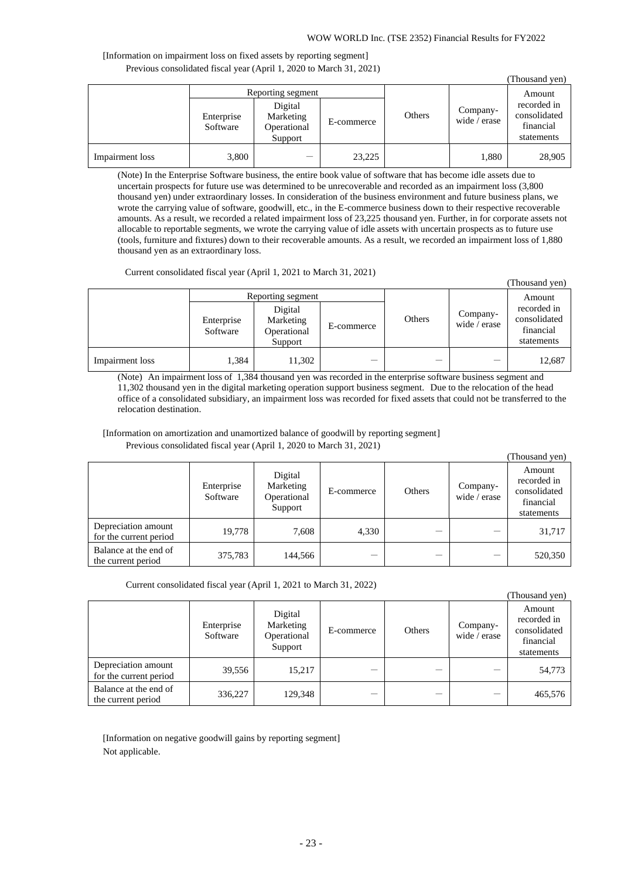[Information on impairment loss on fixed assets by reporting segment]

Previous consolidated fiscal year (April 1, 2020 to March 31, 2021)

(Thousand yen)

| | Reporting segment | | | Others | Company-wide / erase | Amount recorded in consolidated financial statements |
|---|---|---|---|---|---|---|
| | Enterprise Software | Digital Marketing Operational Support | E-commerce | | | |
| Impairment loss | 3,800 | — | 23,225 | | 1,880 | 28,905 |

(Note) In the Enterprise Software business, the entire book value of software that has become idle assets due to uncertain prospects for future use was determined to be unrecoverable and recorded as an impairment loss (3,800 thousand yen) under extraordinary losses. In consideration of the business environment and future business plans, we wrote the carrying value of software, goodwill, etc., in the E-commerce business down to their respective recoverable amounts. As a result, we recorded a related impairment loss of 23,225 thousand yen. Further, in for corporate assets not allocable to reportable segments, we wrote the carrying value of idle assets with uncertain prospects as to future use (tools, furniture and fixtures) down to their recoverable amounts. As a result, we recorded an impairment loss of 1,880 thousand yen as an extraordinary loss.

Current consolidated fiscal year (April 1, 2021 to March 31, 2021)

(Thousand yen)

| | Reporting segment | | | Others | Company-wide / erase | Amount recorded in consolidated financial statements |
|---|---|---|---|---|---|---|
| | Enterprise Software | Digital Marketing Operational Support | E-commerce | | | |
| Impairment loss | 1,384 | 11,302 | — | — | — | 12,687 |

(Note) An impairment loss of 1,384 thousand yen was recorded in the enterprise software business segment and 11,302 thousand yen in the digital marketing operation support business segment. Due to the relocation of the head office of a consolidated subsidiary, an impairment loss was recorded for fixed assets that could not be transferred to the relocation destination.

[Information on amortization and unamortized balance of goodwill by reporting segment]

Previous consolidated fiscal year (April 1, 2020 to March 31, 2021)

(Thousand yen)

| | Enterprise Software | Digital Marketing Operational Support | E-commerce | Others | Company-wide / erase | Amount recorded in consolidated financial statements |
|---|---|---|---|---|---|---|
| Depreciation amount for the current period | 19,778 | 7,608 | 4,330 | — | — | 31,717 |
| Balance at the end of the current period | 375,783 | 144,566 | — | — | — | 520,350 |

Current consolidated fiscal year (April 1, 2021 to March 31, 2022)

(Thousand yen)

| | Enterprise Software | Digital Marketing Operational Support | E-commerce | Others | Company-wide / erase | Amount recorded in consolidated financial statements |
|---|---|---|---|---|---|---|
| Depreciation amount for the current period | 39,556 | 15,217 | — | — | — | 54,773 |
| Balance at the end of the current period | 336,227 | 129,348 | — | — | — | 465,576 |

[Information on negative goodwill gains by reporting segment]

Not applicable.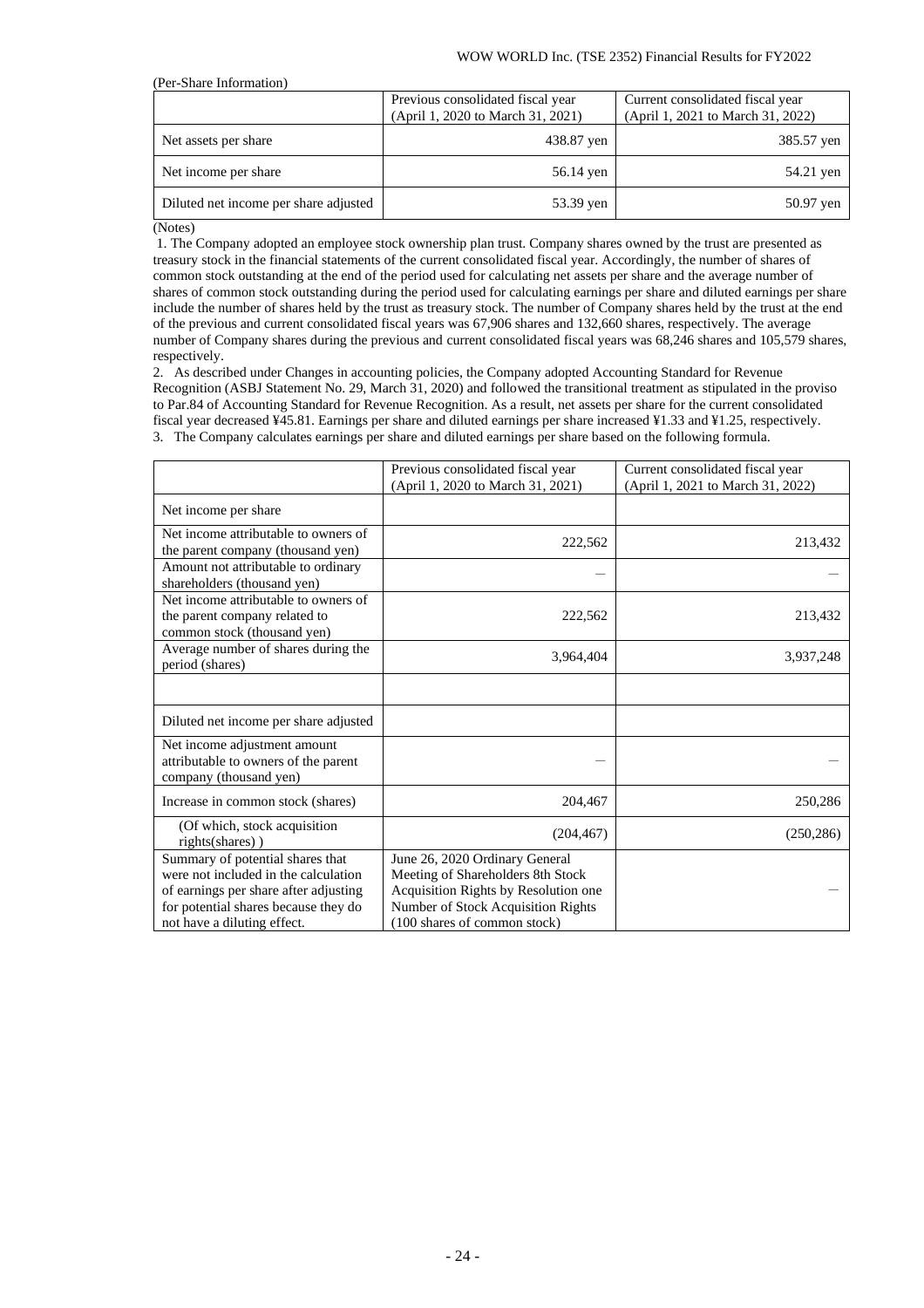(Per-Share Information)

| | Previous consolidated fiscal year (April 1, 2020 to March 31, 2021) | Current consolidated fiscal year (April 1, 2021 to March 31, 2022) |
|---|---|---|
| Net assets per share | 438.87 yen | 385.57 yen |
| Net income per share | 56.14 yen | 54.21 yen |
| Diluted net income per share adjusted | 53.39 yen | 50.97 yen |

(Notes)

1. The Company adopted an employee stock ownership plan trust. Company shares owned by the trust are presented as treasury stock in the financial statements of the current consolidated fiscal year. Accordingly, the number of shares of common stock outstanding at the end of the period used for calculating net assets per share and the average number of shares of common stock outstanding during the period used for calculating earnings per share and diluted earnings per share include the number of shares held by the trust as treasury stock. The number of Company shares held by the trust at the end of the previous and current consolidated fiscal years was 67,906 shares and 132,660 shares, respectively. The average number of Company shares during the previous and current consolidated fiscal years was 68,246 shares and 105,579 shares, respectively.

2. As described under Changes in accounting policies, the Company adopted Accounting Standard for Revenue Recognition (ASBJ Statement No. 29, March 31, 2020) and followed the transitional treatment as stipulated in the proviso to Par.84 of Accounting Standard for Revenue Recognition. As a result, net assets per share for the current consolidated fiscal year decreased ¥45.81. Earnings per share and diluted earnings per share increased ¥1.33 and ¥1.25, respectively.

3. The Company calculates earnings per share and diluted earnings per share based on the following formula.

| | Previous consolidated fiscal year (April 1, 2020 to March 31, 2021) | Current consolidated fiscal year (April 1, 2021 to March 31, 2022) |
|---|---|---|
| Net income per share | | |
| Net income attributable to owners of the parent company (thousand yen) | 222,562 | 213,432 |
| Amount not attributable to ordinary shareholders (thousand yen) | — | — |
| Net income attributable to owners of the parent company related to common stock (thousand yen) | 222,562 | 213,432 |
| Average number of shares during the period (shares) | 3,964,404 | 3,937,248 |
| | | |
| Diluted net income per share adjusted | | |
| Net income adjustment amount attributable to owners of the parent company (thousand yen) | — | — |
| Increase in common stock (shares) | 204,467 | 250,286 |
| (Of which, stock acquisition rights(shares) ) | (204,467) | (250,286) |
| Summary of potential shares that were not included in the calculation of earnings per share after adjusting for potential shares because they do not have a diluting effect. | June 26, 2020 Ordinary General Meeting of Shareholders 8th Stock Acquisition Rights by Resolution one Number of Stock Acquisition Rights (100 shares of common stock) | — |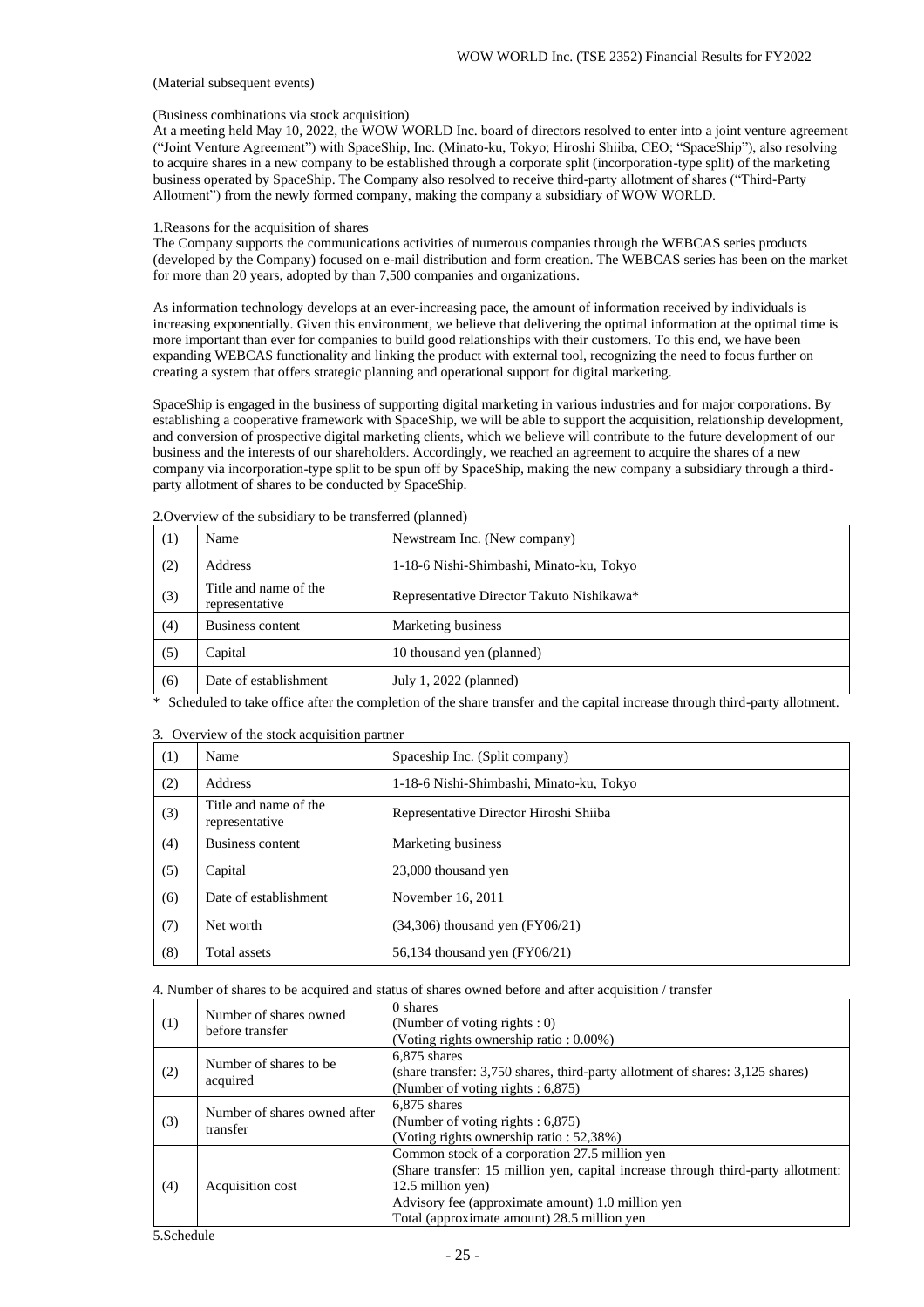(Material subsequent events)

(Business combinations via stock acquisition)
At a meeting held May 10, 2022, the WOW WORLD Inc. board of directors resolved to enter into a joint venture agreement ("Joint Venture Agreement") with SpaceShip, Inc. (Minato-ku, Tokyo; Hiroshi Shiiba, CEO; "SpaceShip"), also resolving to acquire shares in a new company to be established through a corporate split (incorporation-type split) of the marketing business operated by SpaceShip. The Company also resolved to receive third-party allotment of shares ("Third-Party Allotment") from the newly formed company, making the company a subsidiary of WOW WORLD.

1.Reasons for the acquisition of shares
The Company supports the communications activities of numerous companies through the WEBCAS series products (developed by the Company) focused on e-mail distribution and form creation. The WEBCAS series has been on the market for more than 20 years, adopted by than 7,500 companies and organizations.

As information technology develops at an ever-increasing pace, the amount of information received by individuals is increasing exponentially. Given this environment, we believe that delivering the optimal information at the optimal time is more important than ever for companies to build good relationships with their customers. To this end, we have been expanding WEBCAS functionality and linking the product with external tool, recognizing the need to focus further on creating a system that offers strategic planning and operational support for digital marketing.

SpaceShip is engaged in the business of supporting digital marketing in various industries and for major corporations. By establishing a cooperative framework with SpaceShip, we will be able to support the acquisition, relationship development, and conversion of prospective digital marketing clients, which we believe will contribute to the future development of our business and the interests of our shareholders. Accordingly, we reached an agreement to acquire the shares of a new company via incorporation-type split to be spun off by SpaceShip, making the new company a subsidiary through a third-party allotment of shares to be conducted by SpaceShip.

2.Overview of the subsidiary to be transferred (planned)

| | | |
|---|---|---|
| (1) | Name | Newstream Inc. (New company) |
| (2) | Address | 1-18-6 Nishi-Shimbashi, Minato-ku, Tokyo |
| (3) | Title and name of the representative | Representative Director Takuto Nishikawa* |
| (4) | Business content | Marketing business |
| (5) | Capital | 10 thousand yen (planned) |
| (6) | Date of establishment | July 1, 2022 (planned) |

\* Scheduled to take office after the completion of the share transfer and the capital increase through third-party allotment.

3. Overview of the stock acquisition partner

| | | |
|---|---|---|
| (1) | Name | Spaceship Inc. (Split company) |
| (2) | Address | 1-18-6 Nishi-Shimbashi, Minato-ku, Tokyo |
| (3) | Title and name of the representative | Representative Director Hiroshi Shiiba |
| (4) | Business content | Marketing business |
| (5) | Capital | 23,000 thousand yen |
| (6) | Date of establishment | November 16, 2011 |
| (7) | Net worth | (34,306) thousand yen (FY06/21) |
| (8) | Total assets | 56,134 thousand yen (FY06/21) |

4. Number of shares to be acquired and status of shares owned before and after acquisition / transfer

| | | |
|---|---|---|
| (1) | Number of shares owned before transfer | 0 shares<br>(Number of voting rights : 0)<br>(Voting rights ownership ratio : 0.00%) |
| (2) | Number of shares to be acquired | 6,875 shares<br>(share transfer: 3,750 shares, third-party allotment of shares: 3,125 shares)<br>(Number of voting rights : 6,875) |
| (3) | Number of shares owned after transfer | 6,875 shares<br>(Number of voting rights : 6,875)<br>(Voting rights ownership ratio : 52,38%) |
| (4) | Acquisition cost | Common stock of a corporation 27.5 million yen<br>(Share transfer: 15 million yen, capital increase through third-party allotment: 12.5 million yen)<br>Advisory fee (approximate amount) 1.0 million yen<br>Total (approximate amount) 28.5 million yen |

5.Schedule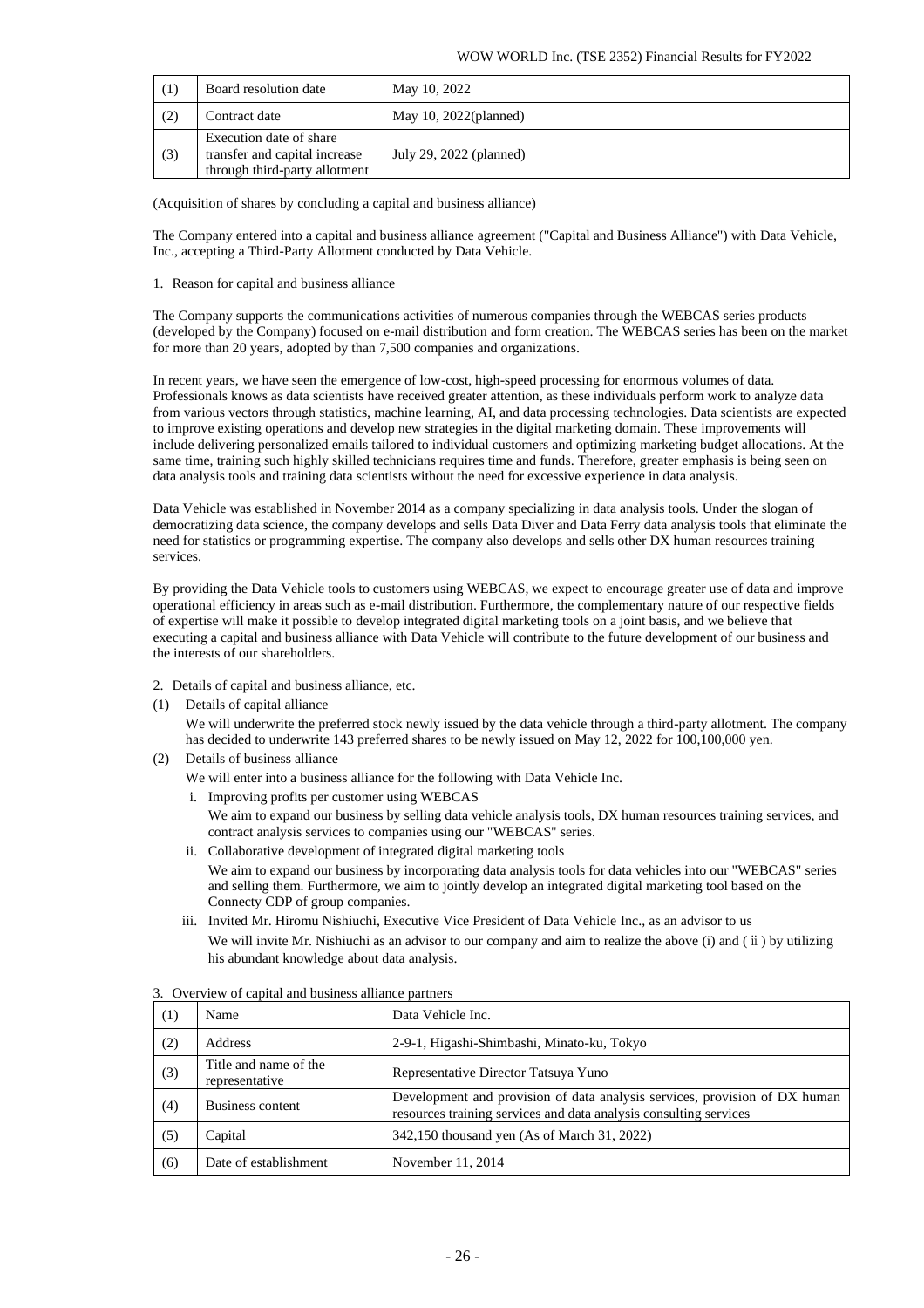| (1) | Board resolution date | May 10, 2022 |
|---|---|---|
| (2) | Contract date | May 10, 2022(planned) |
| (3) | Execution date of share transfer and capital increase through third-party allotment | July 29, 2022 (planned) |

(Acquisition of shares by concluding a capital and business alliance)

The Company entered into a capital and business alliance agreement ("Capital and Business Alliance") with Data Vehicle, Inc., accepting a Third-Party Allotment conducted by Data Vehicle.

1. Reason for capital and business alliance

The Company supports the communications activities of numerous companies through the WEBCAS series products (developed by the Company) focused on e-mail distribution and form creation. The WEBCAS series has been on the market for more than 20 years, adopted by than 7,500 companies and organizations.

In recent years, we have seen the emergence of low-cost, high-speed processing for enormous volumes of data. Professionals knows as data scientists have received greater attention, as these individuals perform work to analyze data from various vectors through statistics, machine learning, AI, and data processing technologies. Data scientists are expected to improve existing operations and develop new strategies in the digital marketing domain. These improvements will include delivering personalized emails tailored to individual customers and optimizing marketing budget allocations. At the same time, training such highly skilled technicians requires time and funds. Therefore, greater emphasis is being seen on data analysis tools and training data scientists without the need for excessive experience in data analysis.

Data Vehicle was established in November 2014 as a company specializing in data analysis tools. Under the slogan of democratizing data science, the company develops and sells Data Diver and Data Ferry data analysis tools that eliminate the need for statistics or programming expertise. The company also develops and sells other DX human resources training services.

By providing the Data Vehicle tools to customers using WEBCAS, we expect to encourage greater use of data and improve operational efficiency in areas such as e-mail distribution. Furthermore, the complementary nature of our respective fields of expertise will make it possible to develop integrated digital marketing tools on a joint basis, and we believe that executing a capital and business alliance with Data Vehicle will contribute to the future development of our business and the interests of our shareholders.

2. Details of capital and business alliance, etc.

(1) Details of capital alliance

We will underwrite the preferred stock newly issued by the data vehicle through a third-party allotment. The company has decided to underwrite 143 preferred shares to be newly issued on May 12, 2022 for 100,100,000 yen.

(2) Details of business alliance

We will enter into a business alliance for the following with Data Vehicle Inc.

i. Improving profits per customer using WEBCAS

We aim to expand our business by selling data vehicle analysis tools, DX human resources training services, and contract analysis services to companies using our "WEBCAS" series.

ii. Collaborative development of integrated digital marketing tools

We aim to expand our business by incorporating data analysis tools for data vehicles into our "WEBCAS" series and selling them. Furthermore, we aim to jointly develop an integrated digital marketing tool based on the Connecty CDP of group companies.

iii. Invited Mr. Hiromu Nishiuchi, Executive Vice President of Data Vehicle Inc., as an advisor to us

We will invite Mr. Nishiuchi as an advisor to our company and aim to realize the above (i) and (ⅱ) by utilizing his abundant knowledge about data analysis.

3. Overview of capital and business alliance partners

| (1) | Name | Data Vehicle Inc. |
|---|---|---|
| (2) | Address | 2-9-1, Higashi-Shimbashi, Minato-ku, Tokyo |
| (3) | Title and name of the representative | Representative Director Tatsuya Yuno |
| (4) | Business content | Development and provision of data analysis services, provision of DX human resources training services and data analysis consulting services |
| (5) | Capital | 342,150 thousand yen (As of March 31, 2022) |
| (6) | Date of establishment | November 11, 2014 |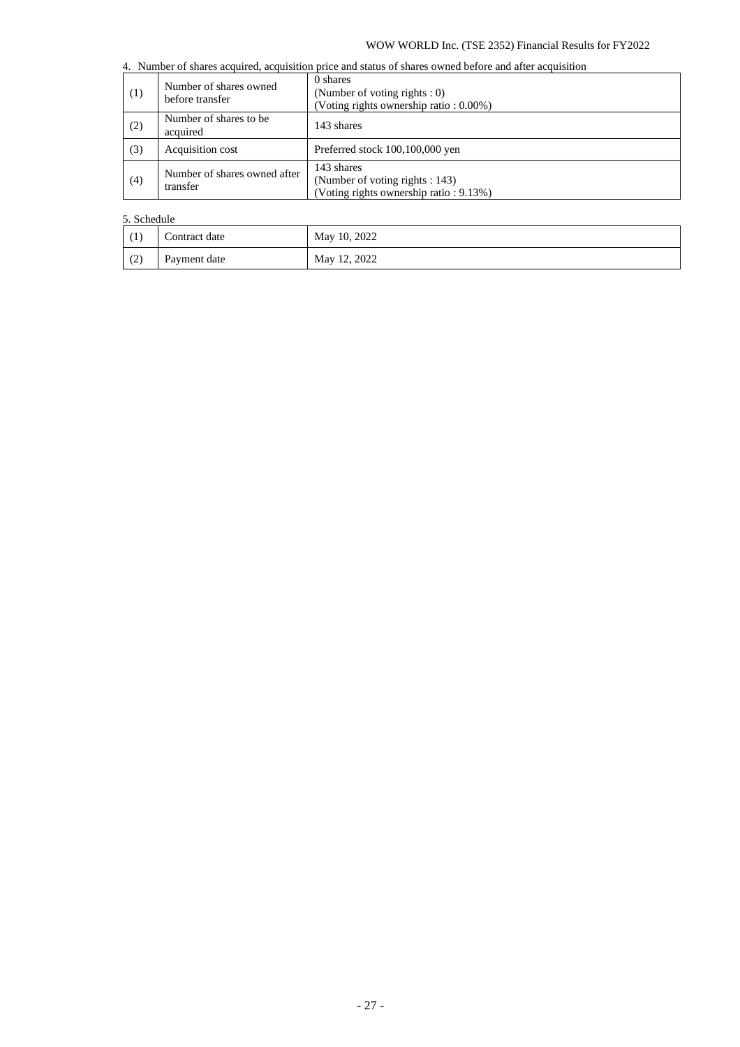4. Number of shares acquired, acquisition price and status of shares owned before and after acquisition

| | | |
|---|---|---|
| (1) | Number of shares owned before transfer | 0 shares<br>(Number of voting rights : 0)<br>(Voting rights ownership ratio : 0.00%) |
| (2) | Number of shares to be acquired | 143 shares |
| (3) | Acquisition cost | Preferred stock 100,100,000 yen |
| (4) | Number of shares owned after transfer | 143 shares<br>(Number of voting rights : 143)<br>(Voting rights ownership ratio : 9.13%) |

5. Schedule

| | | |
|---|---|---|
| (1) | Contract date | May 10, 2022 |
| (2) | Payment date | May 12, 2022 |